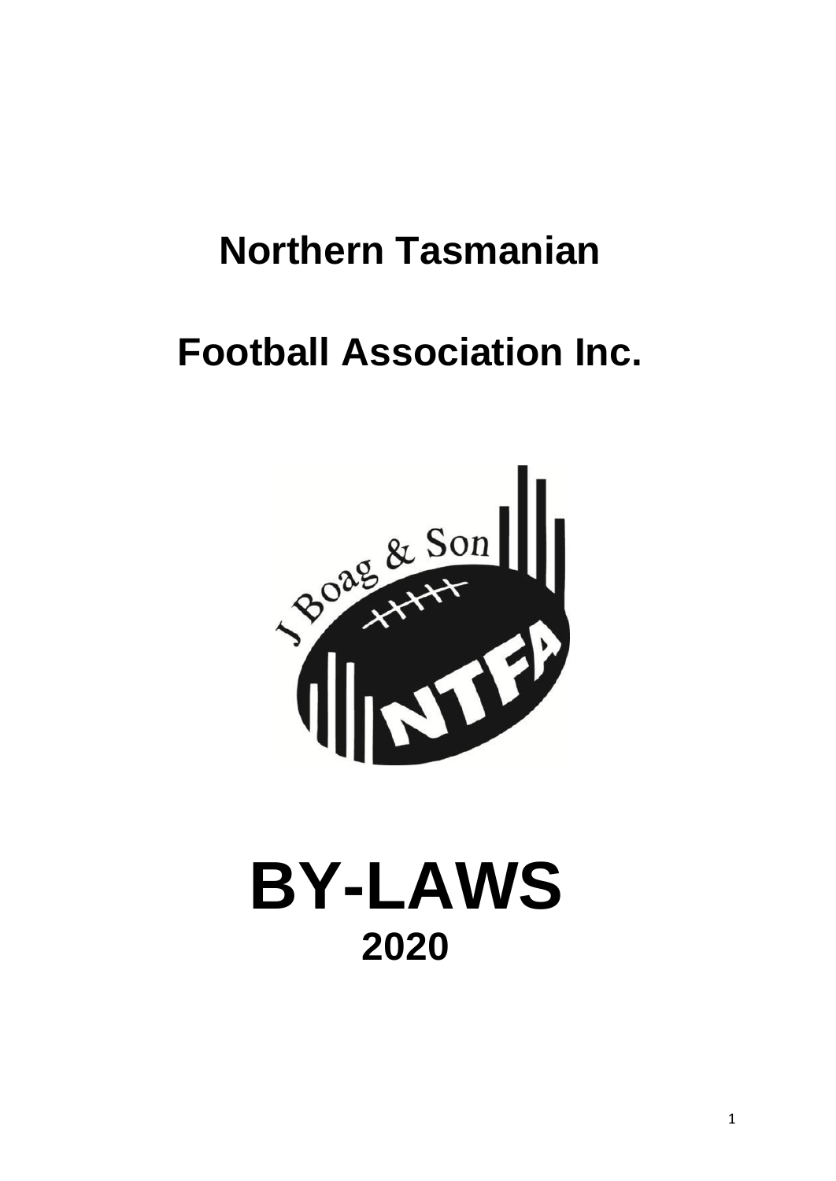# Northern Tasmanian

# Football Association Inc.

# BY-LAWS

## 2020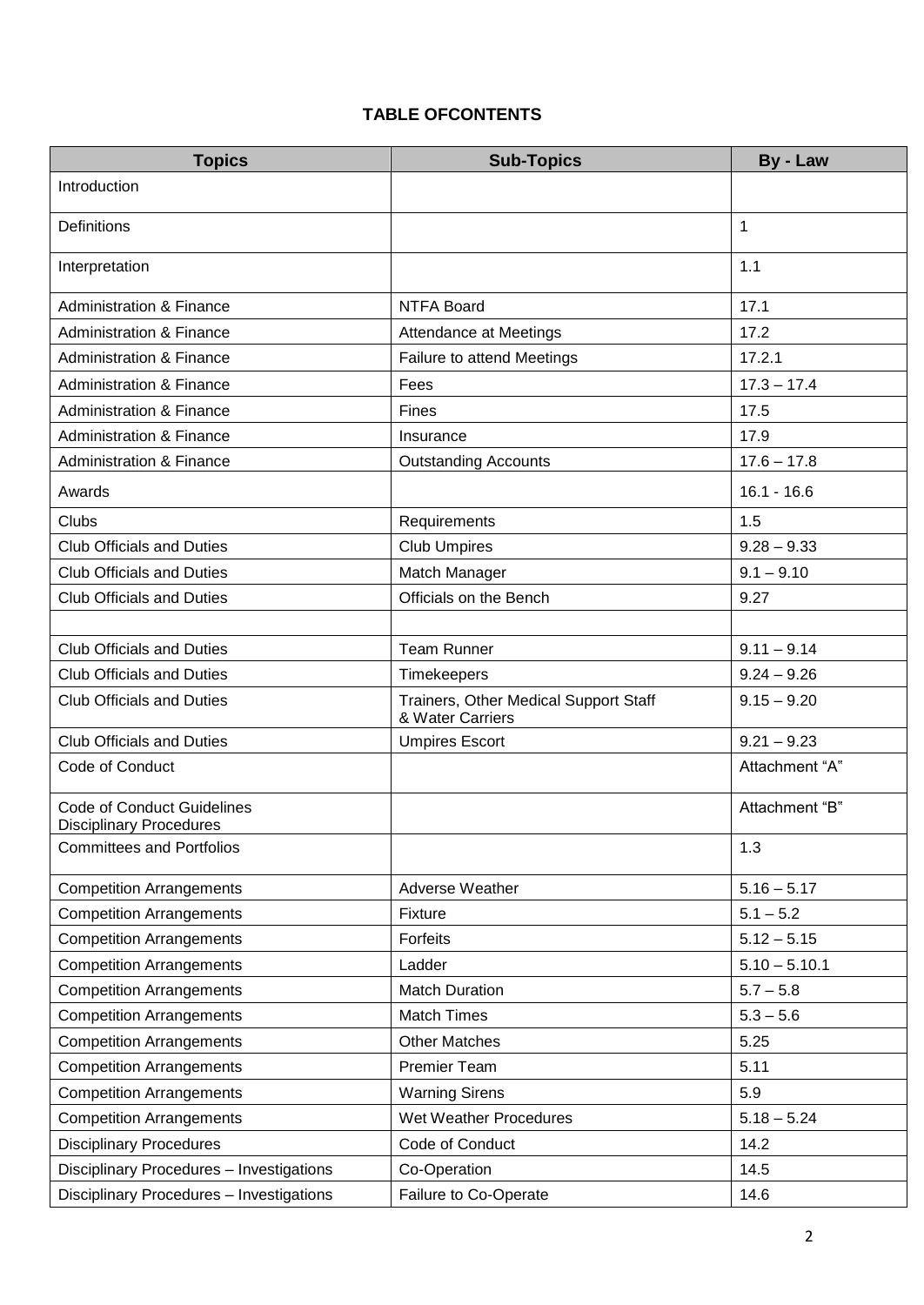# TABLE OFCONTENTS

| Topics | Sub-Topics | By - Law |
|---|---|---|
| Introduction | | |
| Definitions | | 1 |
| Interpretation | | 1.1 |
| Administration & Finance | NTFA Board | 17.1 |
| Administration & Finance | Attendance at Meetings | 17.2 |
| Administration & Finance | Failure to attend Meetings | 17.2.1 |
| Administration & Finance | Fees | 17.3 – 17.4 |
| Administration & Finance | Fines | 17.5 |
| Administration & Finance | Insurance | 17.9 |
| Administration & Finance | Outstanding Accounts | 17.6 – 17.8 |
| Awards | | 16.1 - 16.6 |
| Clubs | Requirements | 1.5 |
| Club Officials and Duties | Club Umpires | 9.28 – 9.33 |
| Club Officials and Duties | Match Manager | 9.1 – 9.10 |
| Club Officials and Duties | Officials on the Bench | 9.27 |
| | | |
| Club Officials and Duties | Team Runner | 9.11 – 9.14 |
| Club Officials and Duties | Timekeepers | 9.24 – 9.26 |
| Club Officials and Duties | Trainers, Other Medical Support Staff & Water Carriers | 9.15 – 9.20 |
| Club Officials and Duties | Umpires Escort | 9.21 – 9.23 |
| Code of Conduct | | Attachment "A" |
| Code of Conduct Guidelines Disciplinary Procedures | | Attachment "B" |
| Committees and Portfolios | | 1.3 |
| Competition Arrangements | Adverse Weather | 5.16 – 5.17 |
| Competition Arrangements | Fixture | 5.1 – 5.2 |
| Competition Arrangements | Forfeits | 5.12 – 5.15 |
| Competition Arrangements | Ladder | 5.10 – 5.10.1 |
| Competition Arrangements | Match Duration | 5.7 – 5.8 |
| Competition Arrangements | Match Times | 5.3 – 5.6 |
| Competition Arrangements | Other Matches | 5.25 |
| Competition Arrangements | Premier Team | 5.11 |
| Competition Arrangements | Warning Sirens | 5.9 |
| Competition Arrangements | Wet Weather Procedures | 5.18 – 5.24 |
| Disciplinary Procedures | Code of Conduct | 14.2 |
| Disciplinary Procedures – Investigations | Co-Operation | 14.5 |
| Disciplinary Procedures – Investigations | Failure to Co-Operate | 14.6 |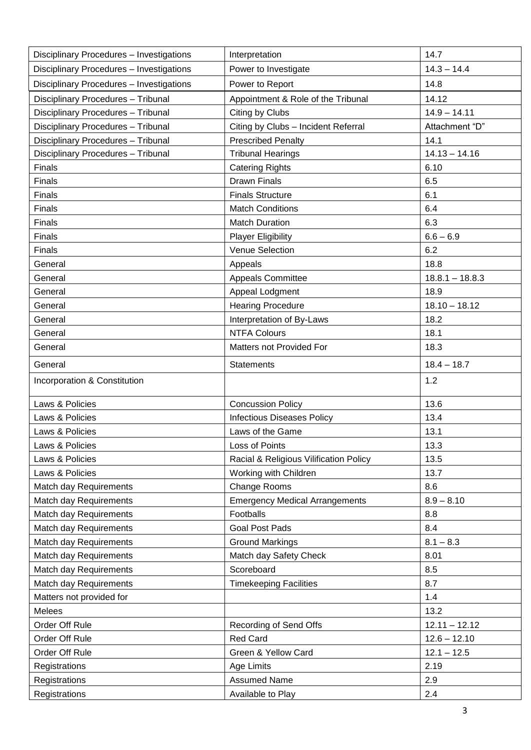| | | |
|---|---|---|
| Disciplinary Procedures – Investigations | Interpretation | 14.7 |
| Disciplinary Procedures – Investigations | Power to Investigate | 14.3 – 14.4 |
| Disciplinary Procedures – Investigations | Power to Report | 14.8 |
| Disciplinary Procedures – Tribunal | Appointment & Role of the Tribunal | 14.12 |
| Disciplinary Procedures – Tribunal | Citing by Clubs | 14.9 – 14.11 |
| Disciplinary Procedures – Tribunal | Citing by Clubs – Incident Referral | Attachment "D" |
| Disciplinary Procedures – Tribunal | Prescribed Penalty | 14.1 |
| Disciplinary Procedures – Tribunal | Tribunal Hearings | 14.13 – 14.16 |
| Finals | Catering Rights | 6.10 |
| Finals | Drawn Finals | 6.5 |
| Finals | Finals Structure | 6.1 |
| Finals | Match Conditions | 6.4 |
| Finals | Match Duration | 6.3 |
| Finals | Player Eligibility | 6.6 – 6.9 |
| Finals | Venue Selection | 6.2 |
| General | Appeals | 18.8 |
| General | Appeals Committee | 18.8.1 – 18.8.3 |
| General | Appeal Lodgment | 18.9 |
| General | Hearing Procedure | 18.10 – 18.12 |
| General | Interpretation of By-Laws | 18.2 |
| General | NTFA Colours | 18.1 |
| General | Matters not Provided For | 18.3 |
| General | Statements | 18.4 – 18.7 |
| Incorporation & Constitution | | 1.2 |
| Laws & Policies | Concussion Policy | 13.6 |
| Laws & Policies | Infectious Diseases Policy | 13.4 |
| Laws & Policies | Laws of the Game | 13.1 |
| Laws & Policies | Loss of Points | 13.3 |
| Laws & Policies | Racial & Religious Vilification Policy | 13.5 |
| Laws & Policies | Working with Children | 13.7 |
| Match day Requirements | Change Rooms | 8.6 |
| Match day Requirements | Emergency Medical Arrangements | 8.9 – 8.10 |
| Match day Requirements | Footballs | 8.8 |
| Match day Requirements | Goal Post Pads | 8.4 |
| Match day Requirements | Ground Markings | 8.1 – 8.3 |
| Match day Requirements | Match day Safety Check | 8.01 |
| Match day Requirements | Scoreboard | 8.5 |
| Match day Requirements | Timekeeping Facilities | 8.7 |
| Matters not provided for | | 1.4 |
| Melees | | 13.2 |
| Order Off Rule | Recording of Send Offs | 12.11 – 12.12 |
| Order Off Rule | Red Card | 12.6 – 12.10 |
| Order Off Rule | Green & Yellow Card | 12.1 – 12.5 |
| Registrations | Age Limits | 2.19 |
| Registrations | Assumed Name | 2.9 |
| Registrations | Available to Play | 2.4 |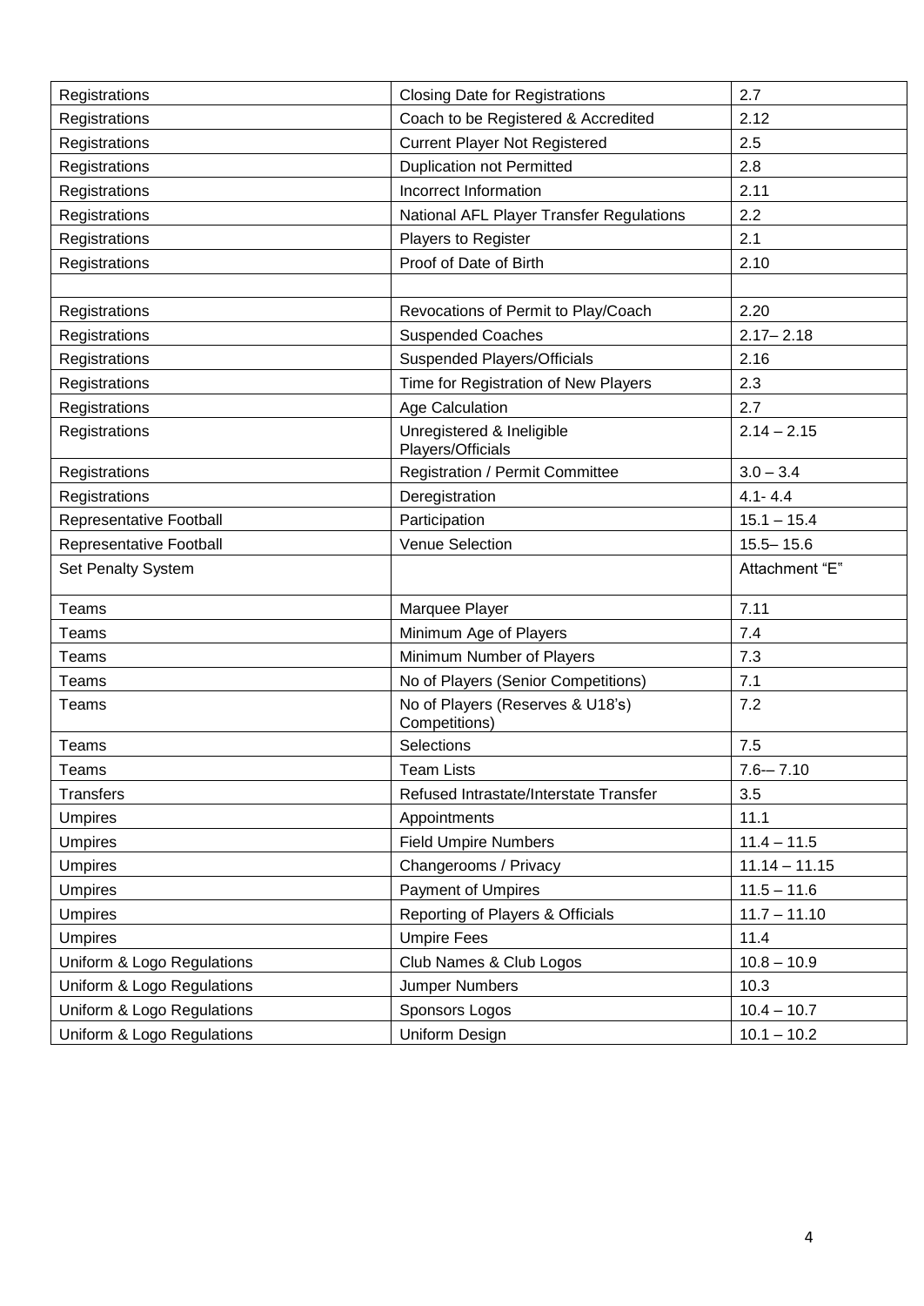| Registrations | Closing Date for Registrations | 2.7 |
|---|---|---|
| Registrations | Coach to be Registered & Accredited | 2.12 |
| Registrations | Current Player Not Registered | 2.5 |
| Registrations | Duplication not Permitted | 2.8 |
| Registrations | Incorrect Information | 2.11 |
| Registrations | National AFL Player Transfer Regulations | 2.2 |
| Registrations | Players to Register | 2.1 |
| Registrations | Proof of Date of Birth | 2.10 |
| | | |
| Registrations | Revocations of Permit to Play/Coach | 2.20 |
| Registrations | Suspended Coaches | 2.17– 2.18 |
| Registrations | Suspended Players/Officials | 2.16 |
| Registrations | Time for Registration of New Players | 2.3 |
| Registrations | Age Calculation | 2.7 |
| Registrations | Unregistered & Ineligible Players/Officials | 2.14 – 2.15 |
| Registrations | Registration / Permit Committee | 3.0 – 3.4 |
| Registrations | Deregistration | 4.1- 4.4 |
| Representative Football | Participation | 15.1 – 15.4 |
| Representative Football | Venue Selection | 15.5– 15.6 |
| Set Penalty System | | Attachment "E" |
| Teams | Marquee Player | 7.11 |
| Teams | Minimum Age of Players | 7.4 |
| Teams | Minimum Number of Players | 7.3 |
| Teams | No of Players (Senior Competitions) | 7.1 |
| Teams | No of Players (Reserves & U18's) Competitions) | 7.2 |
| Teams | Selections | 7.5 |
| Teams | Team Lists | 7.6-– 7.10 |
| Transfers | Refused Intrastate/Interstate Transfer | 3.5 |
| Umpires | Appointments | 11.1 |
| Umpires | Field Umpire Numbers | 11.4 – 11.5 |
| Umpires | Changerooms / Privacy | 11.14 – 11.15 |
| Umpires | Payment of Umpires | 11.5 – 11.6 |
| Umpires | Reporting of Players & Officials | 11.7 – 11.10 |
| Umpires | Umpire Fees | 11.4 |
| Uniform & Logo Regulations | Club Names & Club Logos | 10.8 – 10.9 |
| Uniform & Logo Regulations | Jumper Numbers | 10.3 |
| Uniform & Logo Regulations | Sponsors Logos | 10.4 – 10.7 |
| Uniform & Logo Regulations | Uniform Design | 10.1 – 10.2 |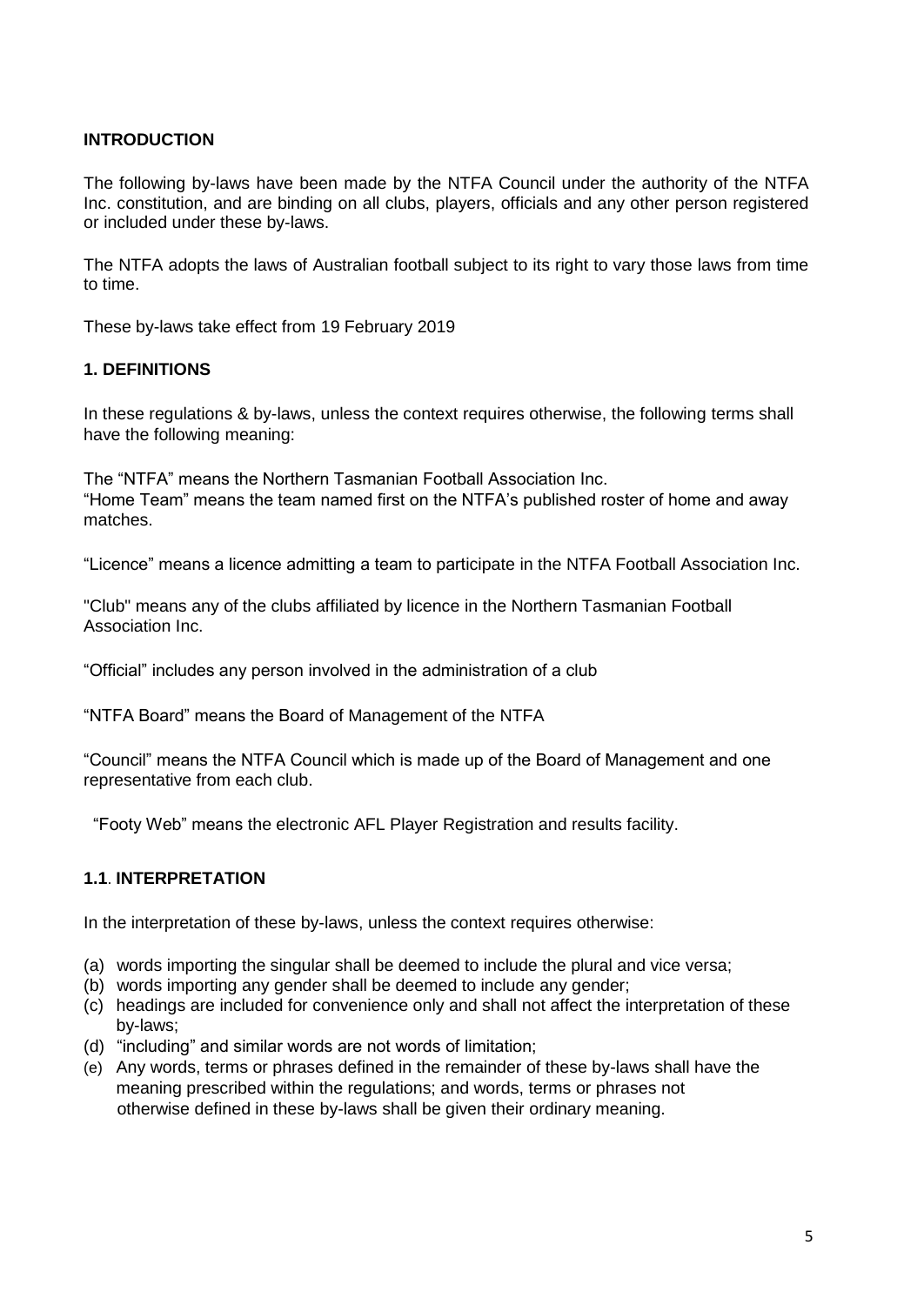## INTRODUCTION

The following by-laws have been made by the NTFA Council under the authority of the NTFA Inc. constitution, and are binding on all clubs, players, officials and any other person registered or included under these by-laws.

The NTFA adopts the laws of Australian football subject to its right to vary those laws from time to time.

These by-laws take effect from 19 February 2019

## 1. DEFINITIONS

In these regulations & by-laws, unless the context requires otherwise, the following terms shall have the following meaning:

The "NTFA" means the Northern Tasmanian Football Association Inc.
"Home Team" means the team named first on the NTFA's published roster of home and away matches.

"Licence" means a licence admitting a team to participate in the NTFA Football Association Inc.

"Club" means any of the clubs affiliated by licence in the Northern Tasmanian Football Association Inc.

"Official" includes any person involved in the administration of a club

"NTFA Board" means the Board of Management of the NTFA

"Council" means the NTFA Council which is made up of the Board of Management and one representative from each club.

"Footy Web" means the electronic AFL Player Registration and results facility.

### 1.1. INTERPRETATION

In the interpretation of these by-laws, unless the context requires otherwise:

(a) words importing the singular shall be deemed to include the plural and vice versa;
(b) words importing any gender shall be deemed to include any gender;
(c) headings are included for convenience only and shall not affect the interpretation of these by-laws;
(d) "including" and similar words are not words of limitation;
(e) Any words, terms or phrases defined in the remainder of these by-laws shall have the meaning prescribed within the regulations; and words, terms or phrases not otherwise defined in these by-laws shall be given their ordinary meaning.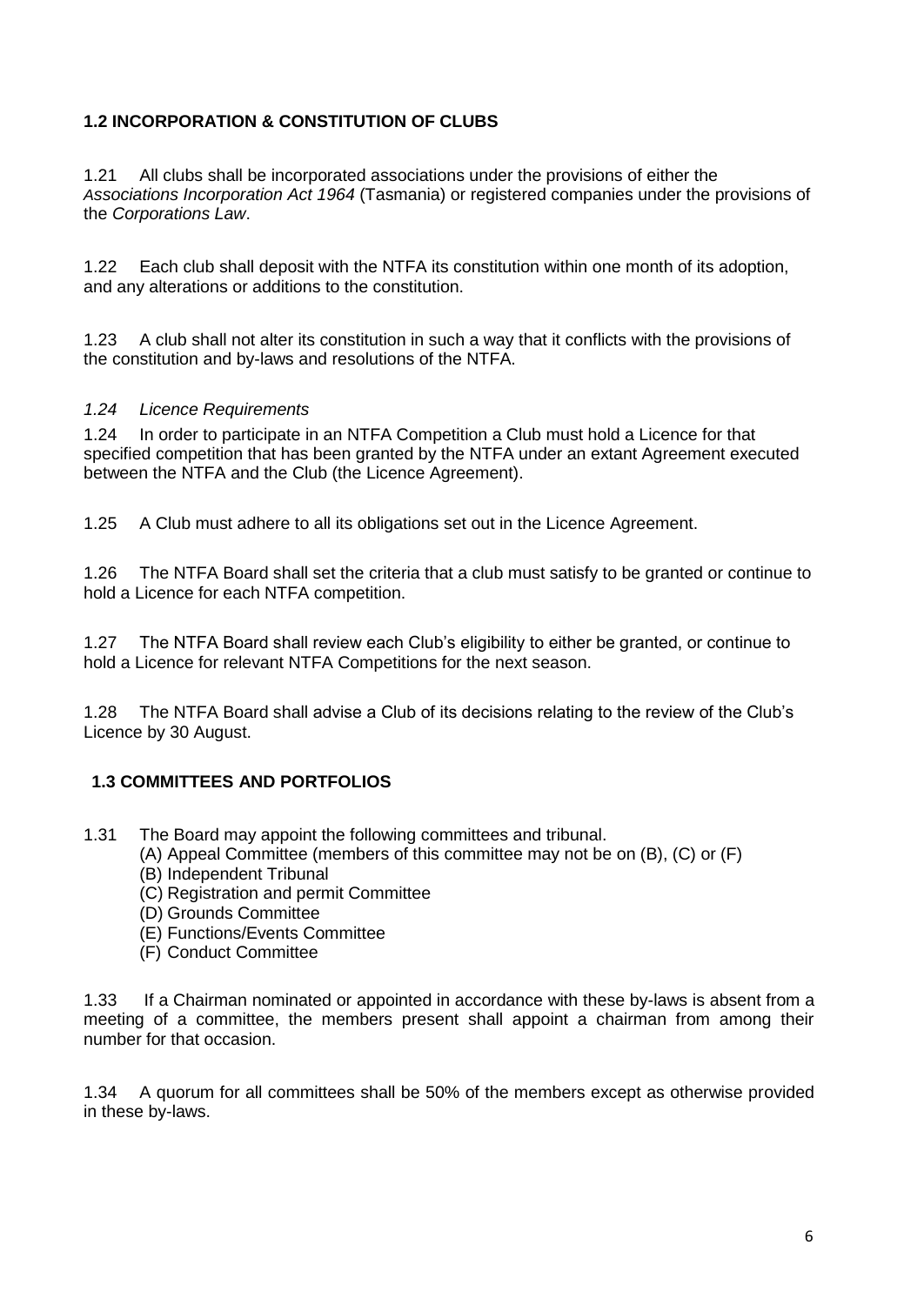### 1.2 INCORPORATION & CONSTITUTION OF CLUBS

1.21 All clubs shall be incorporated associations under the provisions of either the *Associations Incorporation Act 1964* (Tasmania) or registered companies under the provisions of the *Corporations Law*.

1.22 Each club shall deposit with the NTFA its constitution within one month of its adoption, and any alterations or additions to the constitution.

1.23 A club shall not alter its constitution in such a way that it conflicts with the provisions of the constitution and by-laws and resolutions of the NTFA.

*1.24 Licence Requirements*

1.24 In order to participate in an NTFA Competition a Club must hold a Licence for that specified competition that has been granted by the NTFA under an extant Agreement executed between the NTFA and the Club (the Licence Agreement).

1.25 A Club must adhere to all its obligations set out in the Licence Agreement.

1.26 The NTFA Board shall set the criteria that a club must satisfy to be granted or continue to hold a Licence for each NTFA competition.

1.27 The NTFA Board shall review each Club's eligibility to either be granted, or continue to hold a Licence for relevant NTFA Competitions for the next season.

1.28 The NTFA Board shall advise a Club of its decisions relating to the review of the Club's Licence by 30 August.

### 1.3 COMMITTEES AND PORTFOLIOS

1.31 The Board may appoint the following committees and tribunal.

(A) Appeal Committee (members of this committee may not be on (B), (C) or (F)
(B) Independent Tribunal
(C) Registration and permit Committee
(D) Grounds Committee
(E) Functions/Events Committee
(F) Conduct Committee

1.33 If a Chairman nominated or appointed in accordance with these by-laws is absent from a meeting of a committee, the members present shall appoint a chairman from among their number for that occasion.

1.34 A quorum for all committees shall be 50% of the members except as otherwise provided in these by-laws.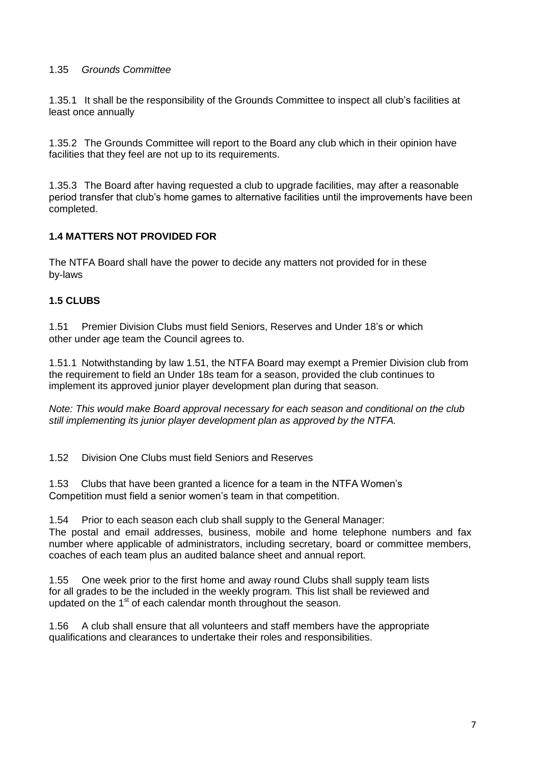1.35 *Grounds Committee*

1.35.1 It shall be the responsibility of the Grounds Committee to inspect all club's facilities at least once annually

1.35.2 The Grounds Committee will report to the Board any club which in their opinion have facilities that they feel are not up to its requirements.

1.35.3 The Board after having requested a club to upgrade facilities, may after a reasonable period transfer that club's home games to alternative facilities until the improvements have been completed.

**1.4 MATTERS NOT PROVIDED FOR**

The NTFA Board shall have the power to decide any matters not provided for in these by-laws

**1.5 CLUBS**

1.51 Premier Division Clubs must field Seniors, Reserves and Under 18's or which other under age team the Council agrees to.

1.51.1 Notwithstanding by law 1.51, the NTFA Board may exempt a Premier Division club from the requirement to field an Under 18s team for a season, provided the club continues to implement its approved junior player development plan during that season.

*Note: This would make Board approval necessary for each season and conditional on the club still implementing its junior player development plan as approved by the NTFA.*

1.52 Division One Clubs must field Seniors and Reserves

1.53 Clubs that have been granted a licence for a team in the NTFA Women's Competition must field a senior women's team in that competition.

1.54 Prior to each season each club shall supply to the General Manager:
The postal and email addresses, business, mobile and home telephone numbers and fax number where applicable of administrators, including secretary, board or committee members, coaches of each team plus an audited balance sheet and annual report.

1.55 One week prior to the first home and away round Clubs shall supply team lists for all grades to be the included in the weekly program. This list shall be reviewed and updated on the 1st of each calendar month throughout the season.

1.56 A club shall ensure that all volunteers and staff members have the appropriate qualifications and clearances to undertake their roles and responsibilities.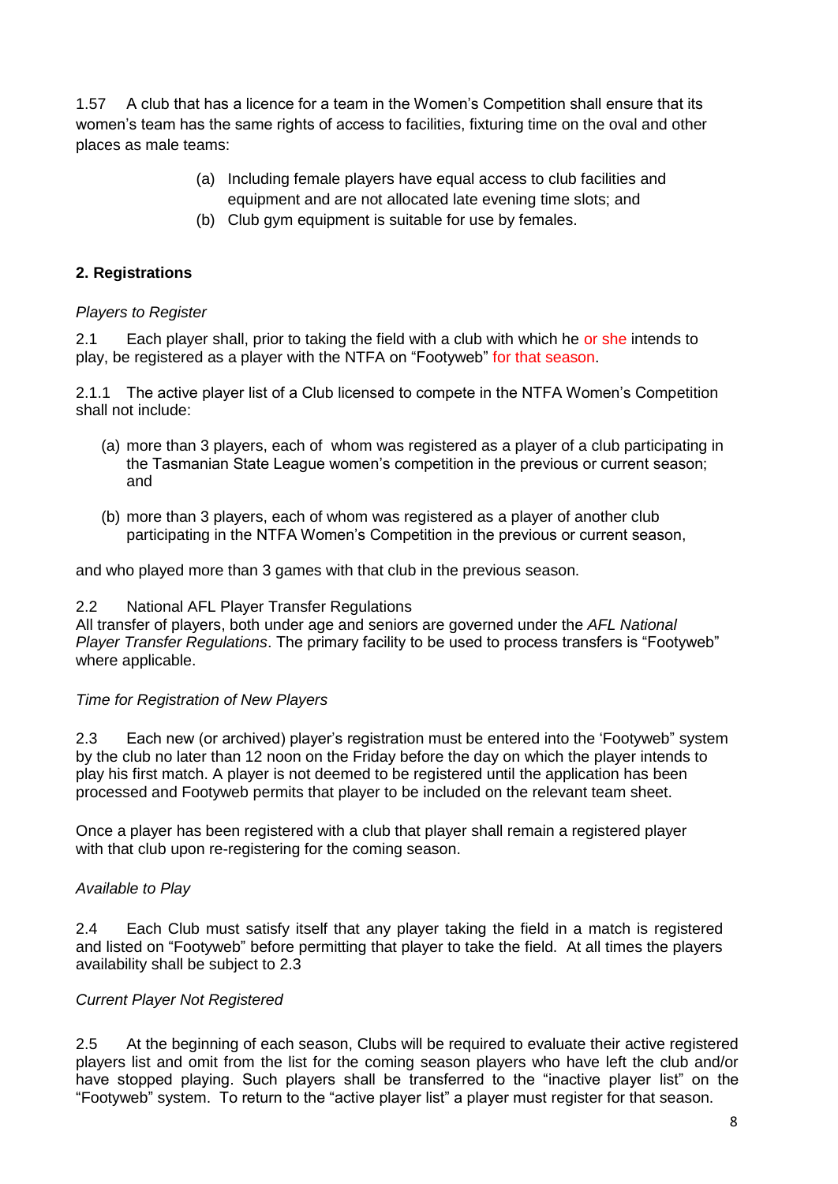1.57 A club that has a licence for a team in the Women's Competition shall ensure that its women's team has the same rights of access to facilities, fixturing time on the oval and other places as male teams:

(a) Including female players have equal access to club facilities and equipment and are not allocated late evening time slots; and
(b) Club gym equipment is suitable for use by females.

## 2. Registrations

*Players to Register*

2.1 Each player shall, prior to taking the field with a club with which he or she intends to play, be registered as a player with the NTFA on "Footyweb" for that season.

2.1.1 The active player list of a Club licensed to compete in the NTFA Women's Competition shall not include:

(a) more than 3 players, each of whom was registered as a player of a club participating in the Tasmanian State League women's competition in the previous or current season; and

(b) more than 3 players, each of whom was registered as a player of another club participating in the NTFA Women's Competition in the previous or current season,

and who played more than 3 games with that club in the previous season.

2.2 National AFL Player Transfer Regulations
All transfer of players, both under age and seniors are governed under the *AFL National Player Transfer Regulations*. The primary facility to be used to process transfers is "Footyweb" where applicable.

*Time for Registration of New Players*

2.3 Each new (or archived) player's registration must be entered into the 'Footyweb" system by the club no later than 12 noon on the Friday before the day on which the player intends to play his first match. A player is not deemed to be registered until the application has been processed and Footyweb permits that player to be included on the relevant team sheet.

Once a player has been registered with a club that player shall remain a registered player with that club upon re-registering for the coming season.

*Available to Play*

2.4 Each Club must satisfy itself that any player taking the field in a match is registered and listed on "Footyweb" before permitting that player to take the field. At all times the players availability shall be subject to 2.3

*Current Player Not Registered*

2.5 At the beginning of each season, Clubs will be required to evaluate their active registered players list and omit from the list for the coming season players who have left the club and/or have stopped playing. Such players shall be transferred to the "inactive player list" on the "Footyweb" system. To return to the "active player list" a player must register for that season.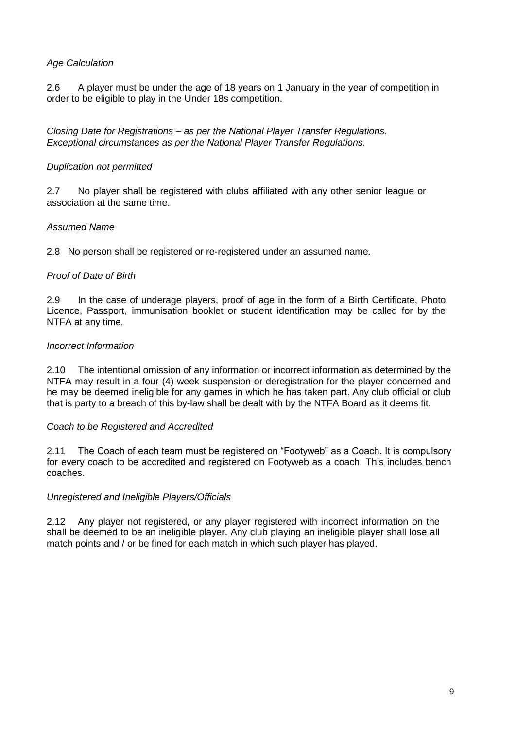*Age Calculation*

2.6 A player must be under the age of 18 years on 1 January in the year of competition in order to be eligible to play in the Under 18s competition.

*Closing Date for Registrations – as per the National Player Transfer Regulations.*
*Exceptional circumstances as per the National Player Transfer Regulations.*

*Duplication not permitted*

2.7 No player shall be registered with clubs affiliated with any other senior league or association at the same time.

*Assumed Name*

2.8 No person shall be registered or re-registered under an assumed name.

*Proof of Date of Birth*

2.9 In the case of underage players, proof of age in the form of a Birth Certificate, Photo Licence, Passport, immunisation booklet or student identification may be called for by the NTFA at any time.

*Incorrect Information*

2.10 The intentional omission of any information or incorrect information as determined by the NTFA may result in a four (4) week suspension or deregistration for the player concerned and he may be deemed ineligible for any games in which he has taken part. Any club official or club that is party to a breach of this by-law shall be dealt with by the NTFA Board as it deems fit.

*Coach to be Registered and Accredited*

2.11 The Coach of each team must be registered on "Footyweb" as a Coach. It is compulsory for every coach to be accredited and registered on Footyweb as a coach. This includes bench coaches.

*Unregistered and Ineligible Players/Officials*

2.12 Any player not registered, or any player registered with incorrect information on the shall be deemed to be an ineligible player. Any club playing an ineligible player shall lose all match points and / or be fined for each match in which such player has played.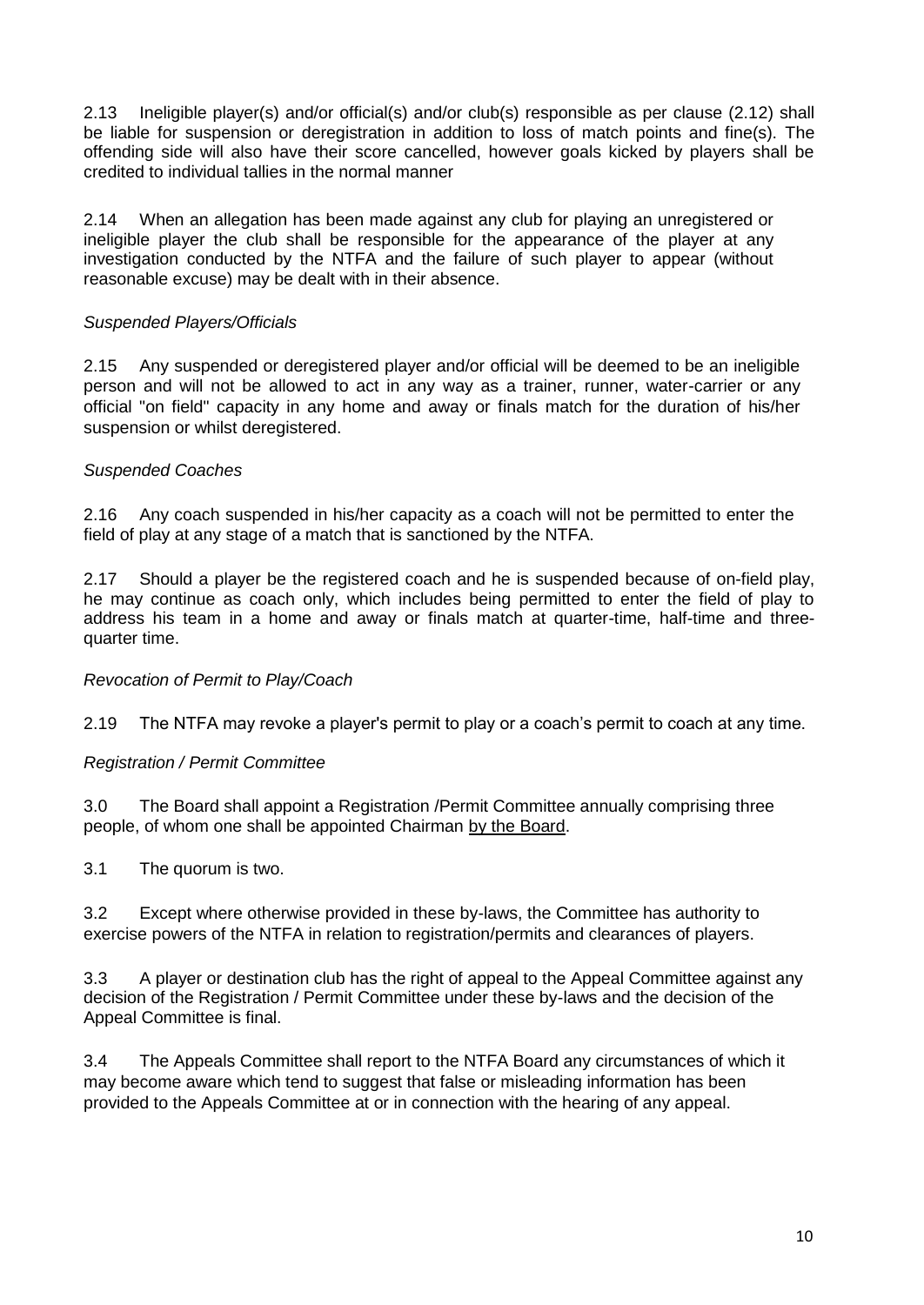2.13 Ineligible player(s) and/or official(s) and/or club(s) responsible as per clause (2.12) shall be liable for suspension or deregistration in addition to loss of match points and fine(s). The offending side will also have their score cancelled, however goals kicked by players shall be credited to individual tallies in the normal manner

2.14 When an allegation has been made against any club for playing an unregistered or ineligible player the club shall be responsible for the appearance of the player at any investigation conducted by the NTFA and the failure of such player to appear (without reasonable excuse) may be dealt with in their absence.

*Suspended Players/Officials*

2.15 Any suspended or deregistered player and/or official will be deemed to be an ineligible person and will not be allowed to act in any way as a trainer, runner, water-carrier or any official "on field" capacity in any home and away or finals match for the duration of his/her suspension or whilst deregistered.

*Suspended Coaches*

2.16 Any coach suspended in his/her capacity as a coach will not be permitted to enter the field of play at any stage of a match that is sanctioned by the NTFA.

2.17 Should a player be the registered coach and he is suspended because of on-field play, he may continue as coach only, which includes being permitted to enter the field of play to address his team in a home and away or finals match at quarter-time, half-time and three-quarter time.

*Revocation of Permit to Play/Coach*

2.19 The NTFA may revoke a player's permit to play or a coach's permit to coach at any time.

*Registration / Permit Committee*

3.0 The Board shall appoint a Registration /Permit Committee annually comprising three people, of whom one shall be appointed Chairman by the Board.

3.1 The quorum is two.

3.2 Except where otherwise provided in these by-laws, the Committee has authority to exercise powers of the NTFA in relation to registration/permits and clearances of players.

3.3 A player or destination club has the right of appeal to the Appeal Committee against any decision of the Registration / Permit Committee under these by-laws and the decision of the Appeal Committee is final.

3.4 The Appeals Committee shall report to the NTFA Board any circumstances of which it may become aware which tend to suggest that false or misleading information has been provided to the Appeals Committee at or in connection with the hearing of any appeal.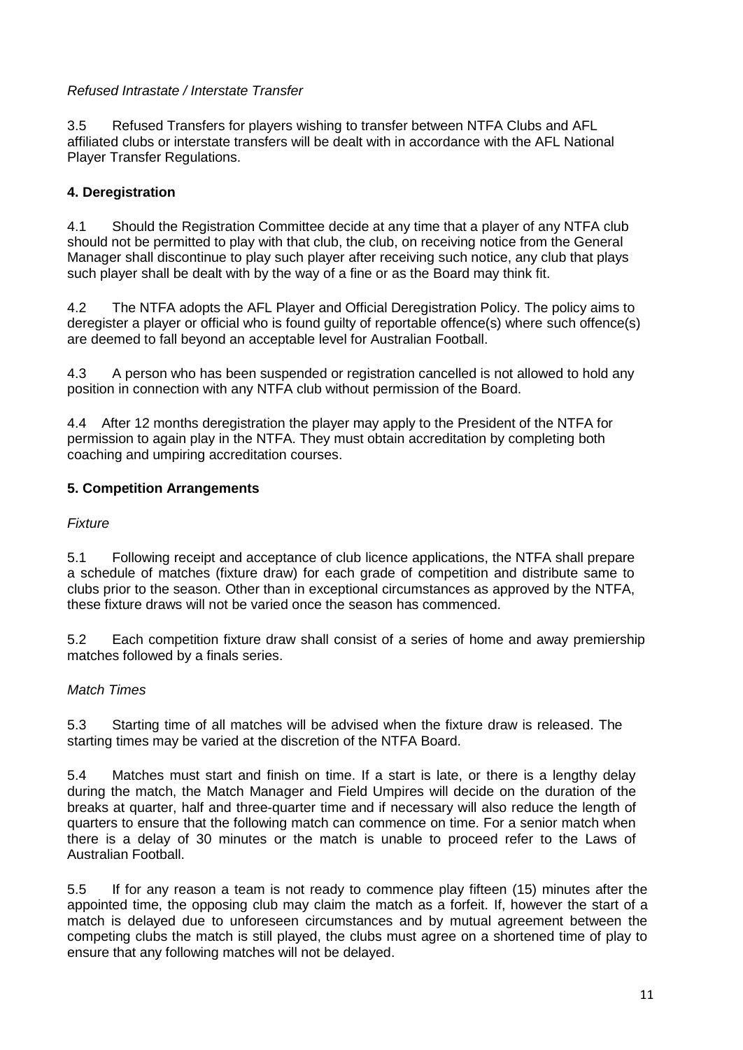*Refused Intrastate / Interstate Transfer*

3.5 Refused Transfers for players wishing to transfer between NTFA Clubs and AFL affiliated clubs or interstate transfers will be dealt with in accordance with the AFL National Player Transfer Regulations.

**4. Deregistration**

4.1 Should the Registration Committee decide at any time that a player of any NTFA club should not be permitted to play with that club, the club, on receiving notice from the General Manager shall discontinue to play such player after receiving such notice, any club that plays such player shall be dealt with by the way of a fine or as the Board may think fit.

4.2 The NTFA adopts the AFL Player and Official Deregistration Policy. The policy aims to deregister a player or official who is found guilty of reportable offence(s) where such offence(s) are deemed to fall beyond an acceptable level for Australian Football.

4.3 A person who has been suspended or registration cancelled is not allowed to hold any position in connection with any NTFA club without permission of the Board.

4.4 After 12 months deregistration the player may apply to the President of the NTFA for permission to again play in the NTFA. They must obtain accreditation by completing both coaching and umpiring accreditation courses.

**5. Competition Arrangements**

*Fixture*

5.1 Following receipt and acceptance of club licence applications, the NTFA shall prepare a schedule of matches (fixture draw) for each grade of competition and distribute same to clubs prior to the season. Other than in exceptional circumstances as approved by the NTFA, these fixture draws will not be varied once the season has commenced.

5.2 Each competition fixture draw shall consist of a series of home and away premiership matches followed by a finals series.

*Match Times*

5.3 Starting time of all matches will be advised when the fixture draw is released. The starting times may be varied at the discretion of the NTFA Board.

5.4 Matches must start and finish on time. If a start is late, or there is a lengthy delay during the match, the Match Manager and Field Umpires will decide on the duration of the breaks at quarter, half and three-quarter time and if necessary will also reduce the length of quarters to ensure that the following match can commence on time. For a senior match when there is a delay of 30 minutes or the match is unable to proceed refer to the Laws of Australian Football.

5.5 If for any reason a team is not ready to commence play fifteen (15) minutes after the appointed time, the opposing club may claim the match as a forfeit. If, however the start of a match is delayed due to unforeseen circumstances and by mutual agreement between the competing clubs the match is still played, the clubs must agree on a shortened time of play to ensure that any following matches will not be delayed.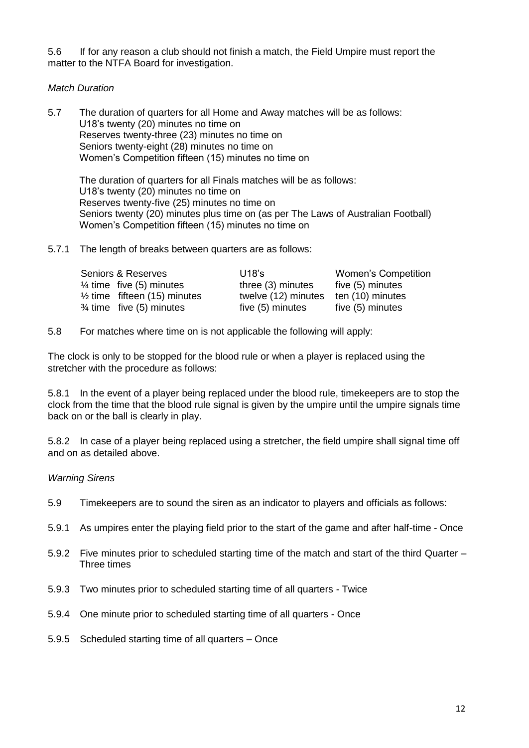5.6 If for any reason a club should not finish a match, the Field Umpire must report the matter to the NTFA Board for investigation.

*Match Duration*

5.7 The duration of quarters for all Home and Away matches will be as follows:
U18's twenty (20) minutes no time on
Reserves twenty-three (23) minutes no time on
Seniors twenty-eight (28) minutes no time on
Women's Competition fifteen (15) minutes no time on

The duration of quarters for all Finals matches will be as follows:
U18's twenty (20) minutes no time on
Reserves twenty-five (25) minutes no time on
Seniors twenty (20) minutes plus time on (as per The Laws of Australian Football)
Women's Competition fifteen (15) minutes no time on

5.7.1 The length of breaks between quarters are as follows:

| Seniors & Reserves | U18's | Women's Competition |
|---|---|---|
| ¼ time five (5) minutes | three (3) minutes | five (5) minutes |
| ½ time fifteen (15) minutes | twelve (12) minutes | ten (10) minutes |
| ¾ time five (5) minutes | five (5) minutes | five (5) minutes |

5.8 For matches where time on is not applicable the following will apply:

The clock is only to be stopped for the blood rule or when a player is replaced using the stretcher with the procedure as follows:

5.8.1 In the event of a player being replaced under the blood rule, timekeepers are to stop the clock from the time that the blood rule signal is given by the umpire until the umpire signals time back on or the ball is clearly in play.

5.8.2 In case of a player being replaced using a stretcher, the field umpire shall signal time off and on as detailed above.

*Warning Sirens*

5.9 Timekeepers are to sound the siren as an indicator to players and officials as follows:

5.9.1 As umpires enter the playing field prior to the start of the game and after half-time - Once

5.9.2 Five minutes prior to scheduled starting time of the match and start of the third Quarter – Three times

5.9.3 Two minutes prior to scheduled starting time of all quarters - Twice

5.9.4 One minute prior to scheduled starting time of all quarters - Once

5.9.5 Scheduled starting time of all quarters – Once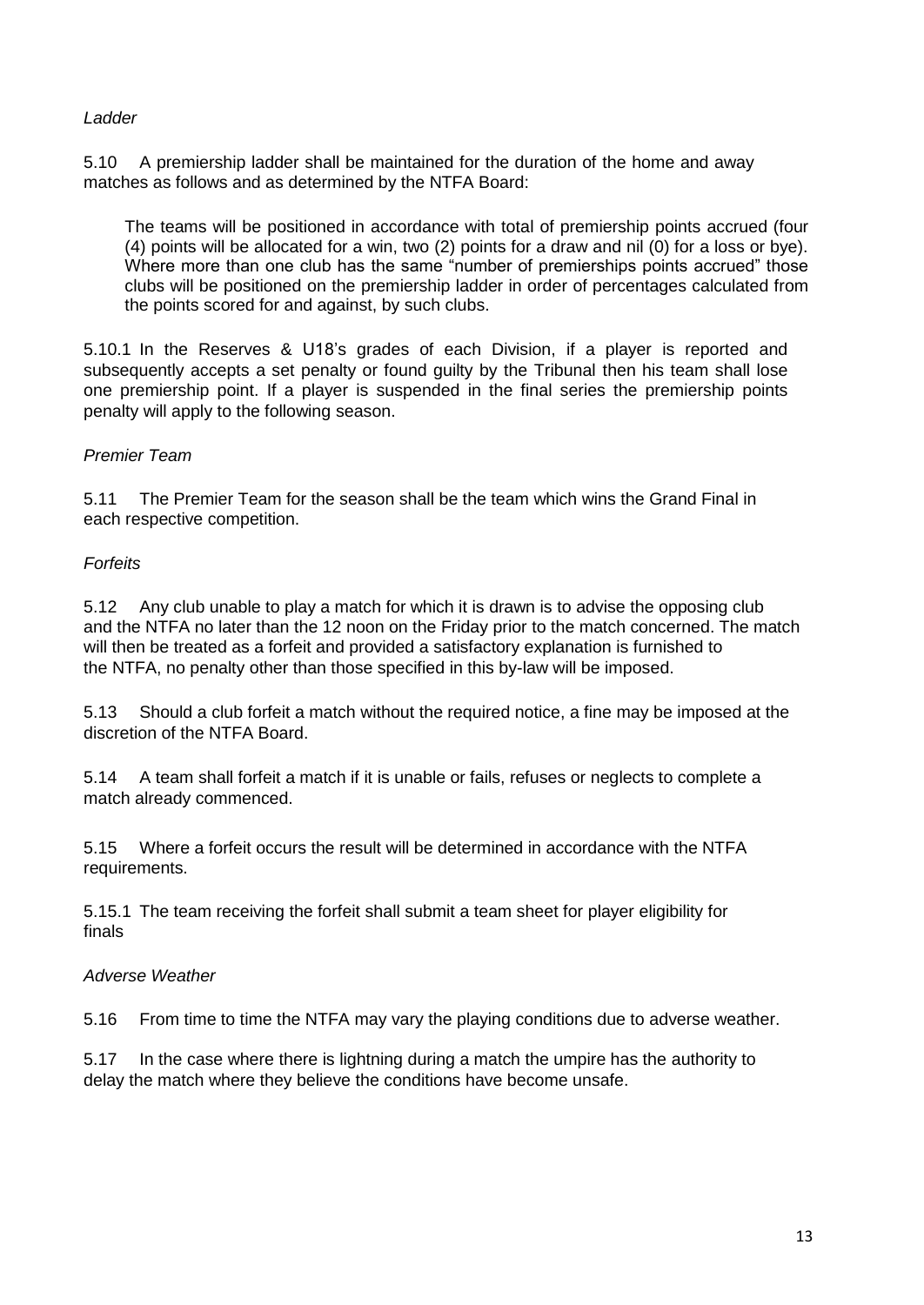*Ladder*

5.10 A premiership ladder shall be maintained for the duration of the home and away matches as follows and as determined by the NTFA Board:

> The teams will be positioned in accordance with total of premiership points accrued (four (4) points will be allocated for a win, two (2) points for a draw and nil (0) for a loss or bye). Where more than one club has the same "number of premierships points accrued" those clubs will be positioned on the premiership ladder in order of percentages calculated from the points scored for and against, by such clubs.

5.10.1 In the Reserves & U18's grades of each Division, if a player is reported and subsequently accepts a set penalty or found guilty by the Tribunal then his team shall lose one premiership point. If a player is suspended in the final series the premiership points penalty will apply to the following season.

*Premier Team*

5.11 The Premier Team for the season shall be the team which wins the Grand Final in each respective competition.

*Forfeits*

5.12 Any club unable to play a match for which it is drawn is to advise the opposing club and the NTFA no later than the 12 noon on the Friday prior to the match concerned. The match will then be treated as a forfeit and provided a satisfactory explanation is furnished to the NTFA, no penalty other than those specified in this by-law will be imposed.

5.13 Should a club forfeit a match without the required notice, a fine may be imposed at the discretion of the NTFA Board.

5.14 A team shall forfeit a match if it is unable or fails, refuses or neglects to complete a match already commenced.

5.15 Where a forfeit occurs the result will be determined in accordance with the NTFA requirements.

5.15.1 The team receiving the forfeit shall submit a team sheet for player eligibility for finals

*Adverse Weather*

5.16 From time to time the NTFA may vary the playing conditions due to adverse weather.

5.17 In the case where there is lightning during a match the umpire has the authority to delay the match where they believe the conditions have become unsafe.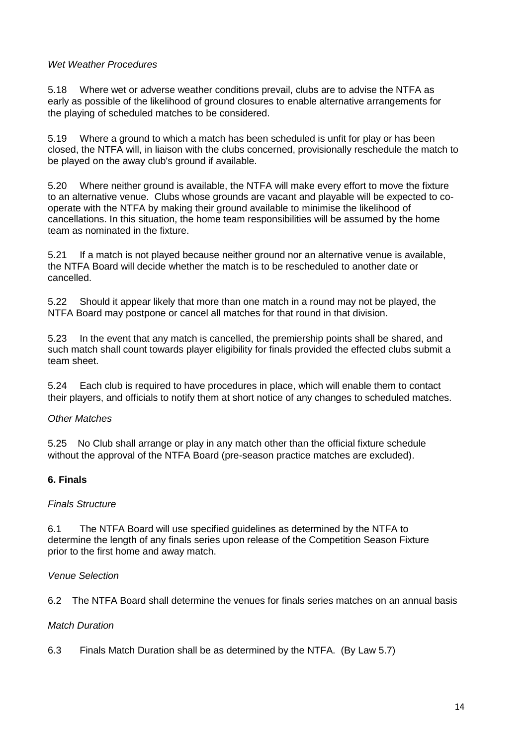*Wet Weather Procedures*

5.18 Where wet or adverse weather conditions prevail, clubs are to advise the NTFA as early as possible of the likelihood of ground closures to enable alternative arrangements for the playing of scheduled matches to be considered.

5.19 Where a ground to which a match has been scheduled is unfit for play or has been closed, the NTFA will, in liaison with the clubs concerned, provisionally reschedule the match to be played on the away club's ground if available.

5.20 Where neither ground is available, the NTFA will make every effort to move the fixture to an alternative venue. Clubs whose grounds are vacant and playable will be expected to co-operate with the NTFA by making their ground available to minimise the likelihood of cancellations. In this situation, the home team responsibilities will be assumed by the home team as nominated in the fixture.

5.21 If a match is not played because neither ground nor an alternative venue is available, the NTFA Board will decide whether the match is to be rescheduled to another date or cancelled.

5.22 Should it appear likely that more than one match in a round may not be played, the NTFA Board may postpone or cancel all matches for that round in that division.

5.23 In the event that any match is cancelled, the premiership points shall be shared, and such match shall count towards player eligibility for finals provided the effected clubs submit a team sheet.

5.24 Each club is required to have procedures in place, which will enable them to contact their players, and officials to notify them at short notice of any changes to scheduled matches.

*Other Matches*

5.25 No Club shall arrange or play in any match other than the official fixture schedule without the approval of the NTFA Board (pre-season practice matches are excluded).

## 6. Finals

*Finals Structure*

6.1 The NTFA Board will use specified guidelines as determined by the NTFA to determine the length of any finals series upon release of the Competition Season Fixture prior to the first home and away match.

*Venue Selection*

6.2 The NTFA Board shall determine the venues for finals series matches on an annual basis

*Match Duration*

6.3 Finals Match Duration shall be as determined by the NTFA. (By Law 5.7)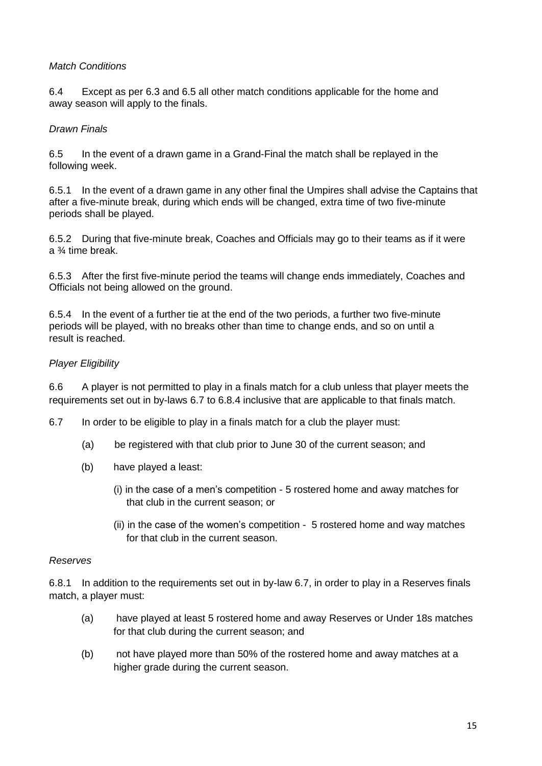*Match Conditions*

6.4 Except as per 6.3 and 6.5 all other match conditions applicable for the home and away season will apply to the finals.

*Drawn Finals*

6.5 In the event of a drawn game in a Grand-Final the match shall be replayed in the following week.

6.5.1 In the event of a drawn game in any other final the Umpires shall advise the Captains that after a five-minute break, during which ends will be changed, extra time of two five-minute periods shall be played.

6.5.2 During that five-minute break, Coaches and Officials may go to their teams as if it were a ¾ time break.

6.5.3 After the first five-minute period the teams will change ends immediately, Coaches and Officials not being allowed on the ground.

6.5.4 In the event of a further tie at the end of the two periods, a further two five-minute periods will be played, with no breaks other than time to change ends, and so on until a result is reached.

*Player Eligibility*

6.6 A player is not permitted to play in a finals match for a club unless that player meets the requirements set out in by-laws 6.7 to 6.8.4 inclusive that are applicable to that finals match.

6.7 In order to be eligible to play in a finals match for a club the player must:

- (a) be registered with that club prior to June 30 of the current season; and
- (b) have played a least:
  - (i) in the case of a men's competition - 5 rostered home and away matches for that club in the current season; or
  - (ii) in the case of the women's competition - 5 rostered home and way matches for that club in the current season.

*Reserves*

6.8.1 In addition to the requirements set out in by-law 6.7, in order to play in a Reserves finals match, a player must:

- (a) have played at least 5 rostered home and away Reserves or Under 18s matches for that club during the current season; and
- (b) not have played more than 50% of the rostered home and away matches at a higher grade during the current season.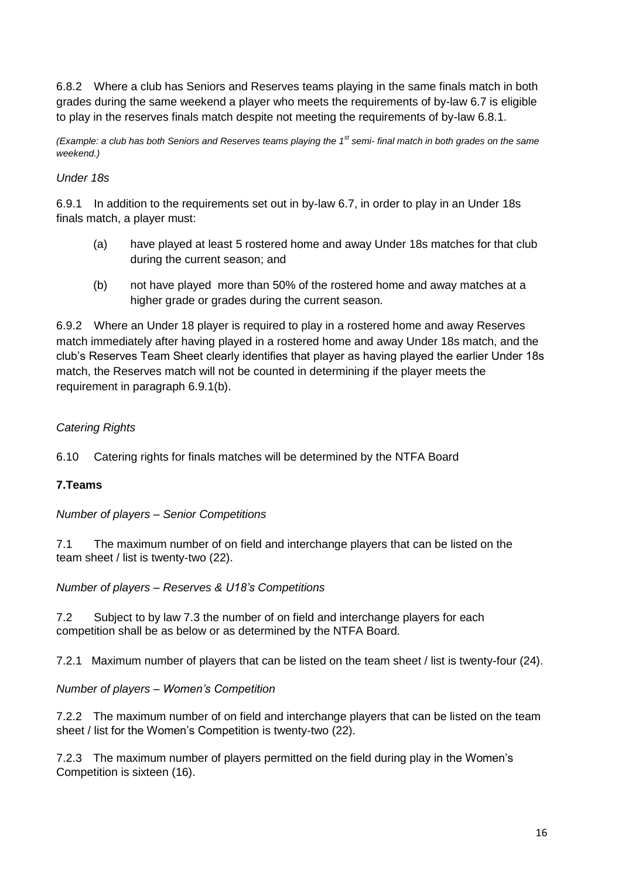6.8.2 Where a club has Seniors and Reserves teams playing in the same finals match in both grades during the same weekend a player who meets the requirements of by-law 6.7 is eligible to play in the reserves finals match despite not meeting the requirements of by-law 6.8.1.

*(Example: a club has both Seniors and Reserves teams playing the 1st semi- final match in both grades on the same weekend.)*

*Under 18s*

6.9.1 In addition to the requirements set out in by-law 6.7, in order to play in an Under 18s finals match, a player must:

(a) have played at least 5 rostered home and away Under 18s matches for that club during the current season; and

(b) not have played more than 50% of the rostered home and away matches at a higher grade or grades during the current season.

6.9.2 Where an Under 18 player is required to play in a rostered home and away Reserves match immediately after having played in a rostered home and away Under 18s match, and the club's Reserves Team Sheet clearly identifies that player as having played the earlier Under 18s match, the Reserves match will not be counted in determining if the player meets the requirement in paragraph 6.9.1(b).

*Catering Rights*

6.10 Catering rights for finals matches will be determined by the NTFA Board

**7.Teams**

*Number of players – Senior Competitions*

7.1 The maximum number of on field and interchange players that can be listed on the team sheet / list is twenty-two (22).

*Number of players – Reserves & U18's Competitions*

7.2 Subject to by law 7.3 the number of on field and interchange players for each competition shall be as below or as determined by the NTFA Board.

7.2.1 Maximum number of players that can be listed on the team sheet / list is twenty-four (24).

*Number of players – Women's Competition*

7.2.2 The maximum number of on field and interchange players that can be listed on the team sheet / list for the Women's Competition is twenty-two (22).

7.2.3 The maximum number of players permitted on the field during play in the Women's Competition is sixteen (16).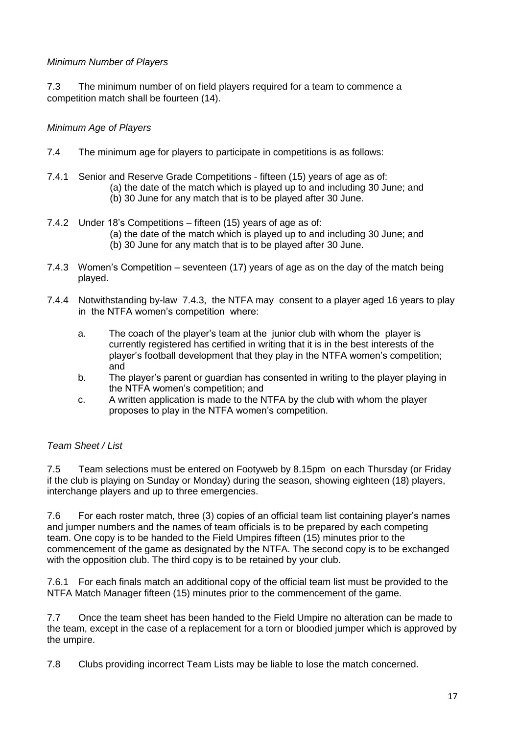*Minimum Number of Players*

7.3 The minimum number of on field players required for a team to commence a competition match shall be fourteen (14).

*Minimum Age of Players*

7.4 The minimum age for players to participate in competitions is as follows:

7.4.1 Senior and Reserve Grade Competitions - fifteen (15) years of age as of:
(a) the date of the match which is played up to and including 30 June; and
(b) 30 June for any match that is to be played after 30 June.

7.4.2 Under 18's Competitions – fifteen (15) years of age as of:
(a) the date of the match which is played up to and including 30 June; and
(b) 30 June for any match that is to be played after 30 June.

7.4.3 Women's Competition – seventeen (17) years of age as on the day of the match being played.

7.4.4 Notwithstanding by-law 7.4.3, the NTFA may consent to a player aged 16 years to play in the NTFA women's competition where:

a. The coach of the player's team at the junior club with whom the player is currently registered has certified in writing that it is in the best interests of the player's football development that they play in the NTFA women's competition; and
b. The player's parent or guardian has consented in writing to the player playing in the NTFA women's competition; and
c. A written application is made to the NTFA by the club with whom the player proposes to play in the NTFA women's competition.

*Team Sheet / List*

7.5 Team selections must be entered on Footyweb by 8.15pm on each Thursday (or Friday if the club is playing on Sunday or Monday) during the season, showing eighteen (18) players, interchange players and up to three emergencies.

7.6 For each roster match, three (3) copies of an official team list containing player's names and jumper numbers and the names of team officials is to be prepared by each competing team. One copy is to be handed to the Field Umpires fifteen (15) minutes prior to the commencement of the game as designated by the NTFA. The second copy is to be exchanged with the opposition club. The third copy is to be retained by your club.

7.6.1 For each finals match an additional copy of the official team list must be provided to the NTFA Match Manager fifteen (15) minutes prior to the commencement of the game.

7.7 Once the team sheet has been handed to the Field Umpire no alteration can be made to the team, except in the case of a replacement for a torn or bloodied jumper which is approved by the umpire.

7.8 Clubs providing incorrect Team Lists may be liable to lose the match concerned.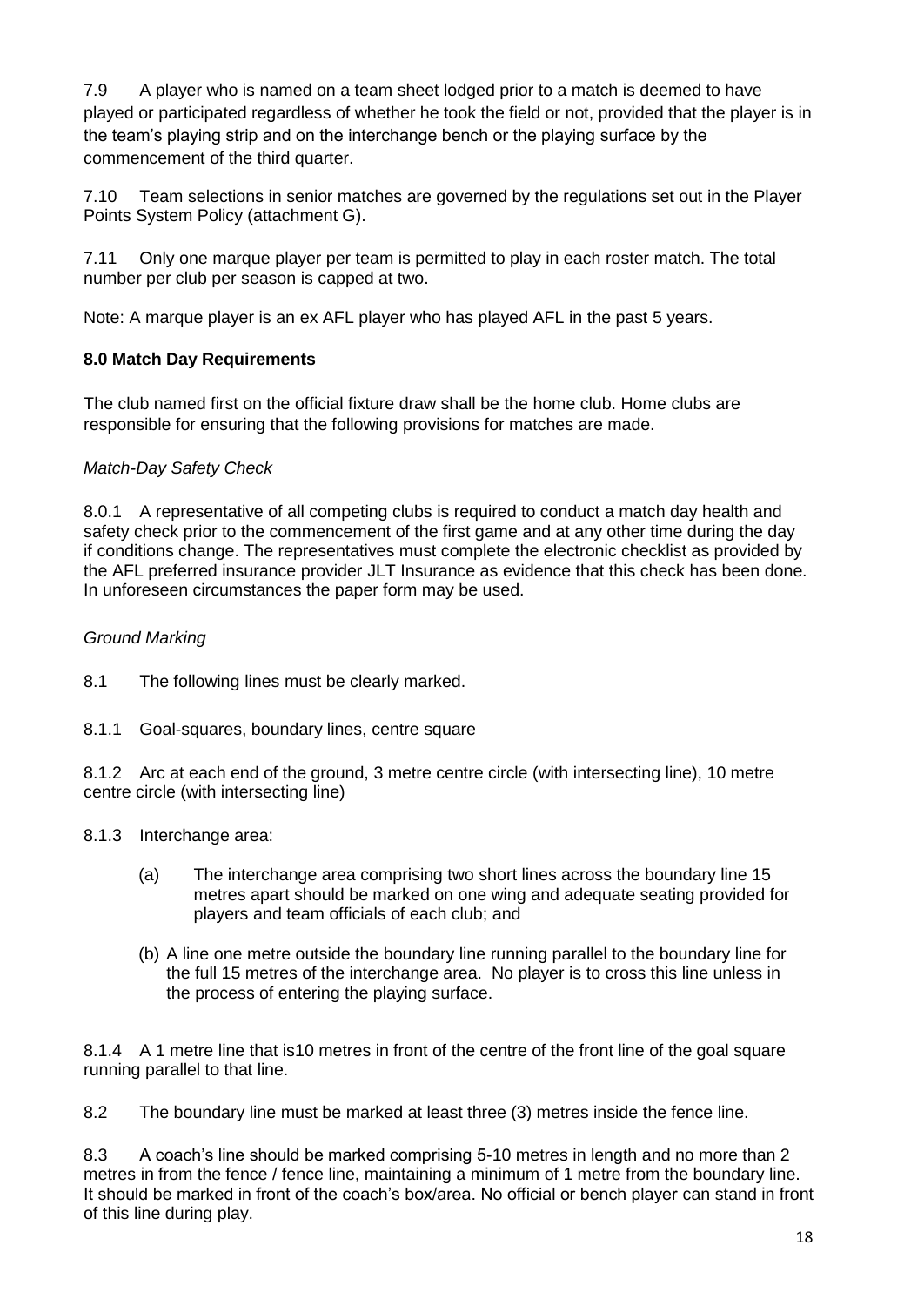7.9 A player who is named on a team sheet lodged prior to a match is deemed to have played or participated regardless of whether he took the field or not, provided that the player is in the team's playing strip and on the interchange bench or the playing surface by the commencement of the third quarter.

7.10 Team selections in senior matches are governed by the regulations set out in the Player Points System Policy (attachment G).

7.11 Only one marque player per team is permitted to play in each roster match. The total number per club per season is capped at two.

Note: A marque player is an ex AFL player who has played AFL in the past 5 years.

## 8.0 Match Day Requirements

The club named first on the official fixture draw shall be the home club. Home clubs are responsible for ensuring that the following provisions for matches are made.

*Match-Day Safety Check*

8.0.1 A representative of all competing clubs is required to conduct a match day health and safety check prior to the commencement of the first game and at any other time during the day if conditions change. The representatives must complete the electronic checklist as provided by the AFL preferred insurance provider JLT Insurance as evidence that this check has been done. In unforeseen circumstances the paper form may be used.

*Ground Marking*

8.1 The following lines must be clearly marked.

8.1.1 Goal-squares, boundary lines, centre square

8.1.2 Arc at each end of the ground, 3 metre centre circle (with intersecting line), 10 metre centre circle (with intersecting line)

8.1.3 Interchange area:

(a) The interchange area comprising two short lines across the boundary line 15 metres apart should be marked on one wing and adequate seating provided for players and team officials of each club; and

(b) A line one metre outside the boundary line running parallel to the boundary line for the full 15 metres of the interchange area. No player is to cross this line unless in the process of entering the playing surface.

8.1.4 A 1 metre line that is10 metres in front of the centre of the front line of the goal square running parallel to that line.

8.2 The boundary line must be marked <u>at least three (3) metres inside</u> the fence line.

8.3 A coach's line should be marked comprising 5-10 metres in length and no more than 2 metres in from the fence / fence line, maintaining a minimum of 1 metre from the boundary line. It should be marked in front of the coach's box/area. No official or bench player can stand in front of this line during play.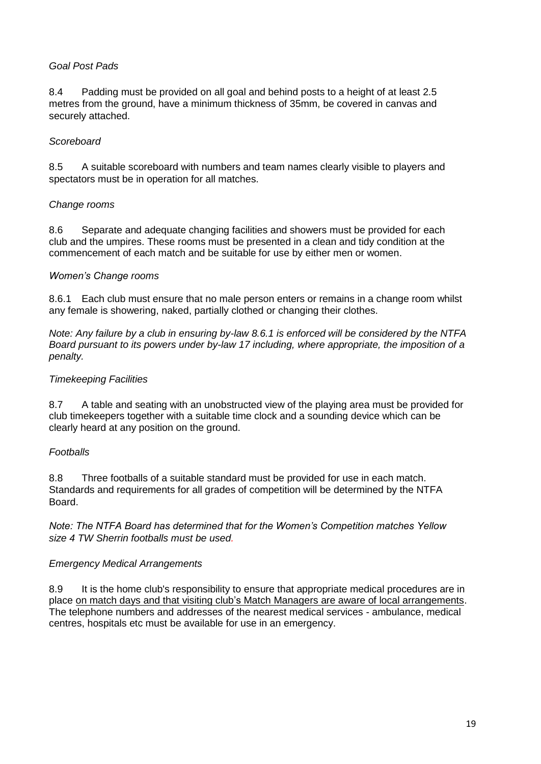*Goal Post Pads*

8.4 Padding must be provided on all goal and behind posts to a height of at least 2.5 metres from the ground, have a minimum thickness of 35mm, be covered in canvas and securely attached.

*Scoreboard*

8.5 A suitable scoreboard with numbers and team names clearly visible to players and spectators must be in operation for all matches.

*Change rooms*

8.6 Separate and adequate changing facilities and showers must be provided for each club and the umpires. These rooms must be presented in a clean and tidy condition at the commencement of each match and be suitable for use by either men or women.

*Women's Change rooms*

8.6.1 Each club must ensure that no male person enters or remains in a change room whilst any female is showering, naked, partially clothed or changing their clothes.

*Note: Any failure by a club in ensuring by-law 8.6.1 is enforced will be considered by the NTFA Board pursuant to its powers under by-law 17 including, where appropriate, the imposition of a penalty.*

*Timekeeping Facilities*

8.7 A table and seating with an unobstructed view of the playing area must be provided for club timekeepers together with a suitable time clock and a sounding device which can be clearly heard at any position on the ground.

*Footballs*

8.8 Three footballs of a suitable standard must be provided for use in each match. Standards and requirements for all grades of competition will be determined by the NTFA Board.

*Note: The NTFA Board has determined that for the Women's Competition matches Yellow size 4 TW Sherrin footballs must be used.*

*Emergency Medical Arrangements*

8.9 It is the home club's responsibility to ensure that appropriate medical procedures are in place on match days and that visiting club's Match Managers are aware of local arrangements. The telephone numbers and addresses of the nearest medical services - ambulance, medical centres, hospitals etc must be available for use in an emergency.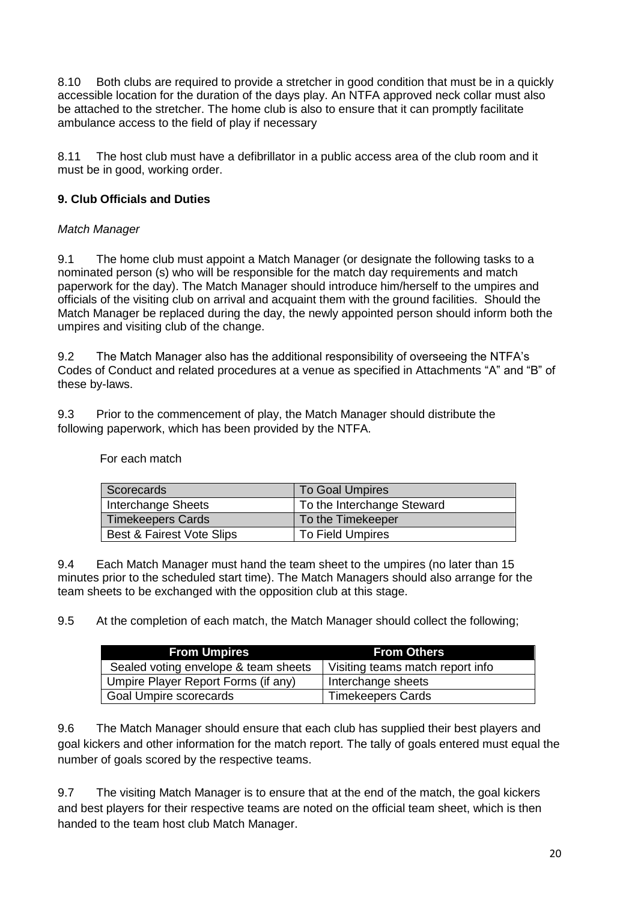8.10 Both clubs are required to provide a stretcher in good condition that must be in a quickly accessible location for the duration of the days play. An NTFA approved neck collar must also be attached to the stretcher. The home club is also to ensure that it can promptly facilitate ambulance access to the field of play if necessary

8.11 The host club must have a defibrillator in a public access area of the club room and it must be in good, working order.

## 9. Club Officials and Duties

*Match Manager*

9.1 The home club must appoint a Match Manager (or designate the following tasks to a nominated person (s) who will be responsible for the match day requirements and match paperwork for the day). The Match Manager should introduce him/herself to the umpires and officials of the visiting club on arrival and acquaint them with the ground facilities. Should the Match Manager be replaced during the day, the newly appointed person should inform both the umpires and visiting club of the change.

9.2 The Match Manager also has the additional responsibility of overseeing the NTFA's Codes of Conduct and related procedures at a venue as specified in Attachments "A" and "B" of these by-laws.

9.3 Prior to the commencement of play, the Match Manager should distribute the following paperwork, which has been provided by the NTFA.

For each match

| Scorecards | To Goal Umpires |
|---|---|
| Interchange Sheets | To the Interchange Steward |
| Timekeepers Cards | To the Timekeeper |
| Best & Fairest Vote Slips | To Field Umpires |

9.4 Each Match Manager must hand the team sheet to the umpires (no later than 15 minutes prior to the scheduled start time). The Match Managers should also arrange for the team sheets to be exchanged with the opposition club at this stage.

9.5 At the completion of each match, the Match Manager should collect the following;

| From Umpires | From Others |
|---|---|
| Sealed voting envelope & team sheets | Visiting teams match report info |
| Umpire Player Report Forms (if any) | Interchange sheets |
| Goal Umpire scorecards | Timekeepers Cards |

9.6 The Match Manager should ensure that each club has supplied their best players and goal kickers and other information for the match report. The tally of goals entered must equal the number of goals scored by the respective teams.

9.7 The visiting Match Manager is to ensure that at the end of the match, the goal kickers and best players for their respective teams are noted on the official team sheet, which is then handed to the team host club Match Manager.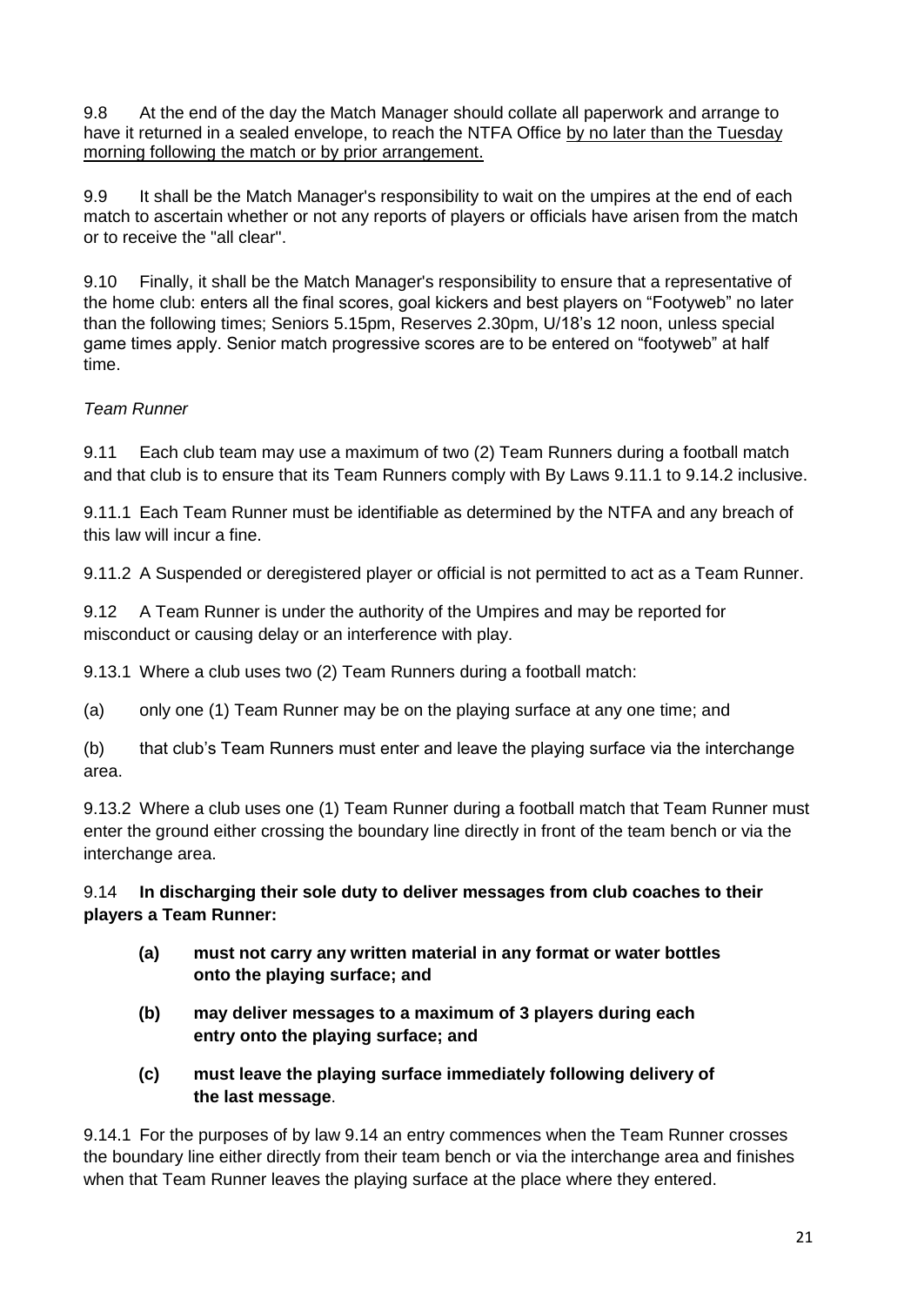9.8 At the end of the day the Match Manager should collate all paperwork and arrange to have it returned in a sealed envelope, to reach the NTFA Office <u>by no later than the Tuesday morning following the match or by prior arrangement.</u>

9.9 It shall be the Match Manager's responsibility to wait on the umpires at the end of each match to ascertain whether or not any reports of players or officials have arisen from the match or to receive the "all clear".

9.10 Finally, it shall be the Match Manager's responsibility to ensure that a representative of the home club: enters all the final scores, goal kickers and best players on "Footyweb" no later than the following times; Seniors 5.15pm, Reserves 2.30pm, U/18's 12 noon, unless special game times apply. Senior match progressive scores are to be entered on "footyweb" at half time.

*Team Runner*

9.11 Each club team may use a maximum of two (2) Team Runners during a football match and that club is to ensure that its Team Runners comply with By Laws 9.11.1 to 9.14.2 inclusive.

9.11.1 Each Team Runner must be identifiable as determined by the NTFA and any breach of this law will incur a fine.

9.11.2 A Suspended or deregistered player or official is not permitted to act as a Team Runner.

9.12 A Team Runner is under the authority of the Umpires and may be reported for misconduct or causing delay or an interference with play.

9.13.1 Where a club uses two (2) Team Runners during a football match:

(a) only one (1) Team Runner may be on the playing surface at any one time; and

(b) that club's Team Runners must enter and leave the playing surface via the interchange area.

9.13.2 Where a club uses one (1) Team Runner during a football match that Team Runner must enter the ground either crossing the boundary line directly in front of the team bench or via the interchange area.

9.14 **In discharging their sole duty to deliver messages from club coaches to their players a Team Runner:**

- **(a) must not carry any written material in any format or water bottles onto the playing surface; and**
- **(b) may deliver messages to a maximum of 3 players during each entry onto the playing surface; and**
- **(c) must leave the playing surface immediately following delivery of the last message**.

9.14.1 For the purposes of by law 9.14 an entry commences when the Team Runner crosses the boundary line either directly from their team bench or via the interchange area and finishes when that Team Runner leaves the playing surface at the place where they entered.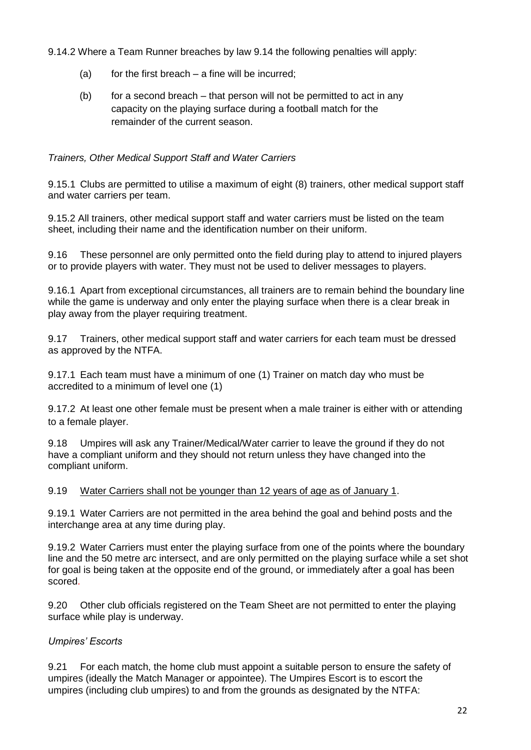9.14.2 Where a Team Runner breaches by law 9.14 the following penalties will apply:

(a) for the first breach – a fine will be incurred;

(b) for a second breach – that person will not be permitted to act in any capacity on the playing surface during a football match for the remainder of the current season.

*Trainers, Other Medical Support Staff and Water Carriers*

9.15.1 Clubs are permitted to utilise a maximum of eight (8) trainers, other medical support staff and water carriers per team.

9.15.2 All trainers, other medical support staff and water carriers must be listed on the team sheet, including their name and the identification number on their uniform.

9.16 These personnel are only permitted onto the field during play to attend to injured players or to provide players with water. They must not be used to deliver messages to players.

9.16.1 Apart from exceptional circumstances, all trainers are to remain behind the boundary line while the game is underway and only enter the playing surface when there is a clear break in play away from the player requiring treatment.

9.17 Trainers, other medical support staff and water carriers for each team must be dressed as approved by the NTFA.

9.17.1 Each team must have a minimum of one (1) Trainer on match day who must be accredited to a minimum of level one (1)

9.17.2 At least one other female must be present when a male trainer is either with or attending to a female player.

9.18 Umpires will ask any Trainer/Medical/Water carrier to leave the ground if they do not have a compliant uniform and they should not return unless they have changed into the compliant uniform.

9.19 <u>Water Carriers shall not be younger than 12 years of age as of January 1</u>.

9.19.1 Water Carriers are not permitted in the area behind the goal and behind posts and the interchange area at any time during play.

9.19.2 Water Carriers must enter the playing surface from one of the points where the boundary line and the 50 metre arc intersect, and are only permitted on the playing surface while a set shot for goal is being taken at the opposite end of the ground, or immediately after a goal has been scored.

9.20 Other club officials registered on the Team Sheet are not permitted to enter the playing surface while play is underway.

*Umpires' Escorts*

9.21 For each match, the home club must appoint a suitable person to ensure the safety of umpires (ideally the Match Manager or appointee). The Umpires Escort is to escort the umpires (including club umpires) to and from the grounds as designated by the NTFA: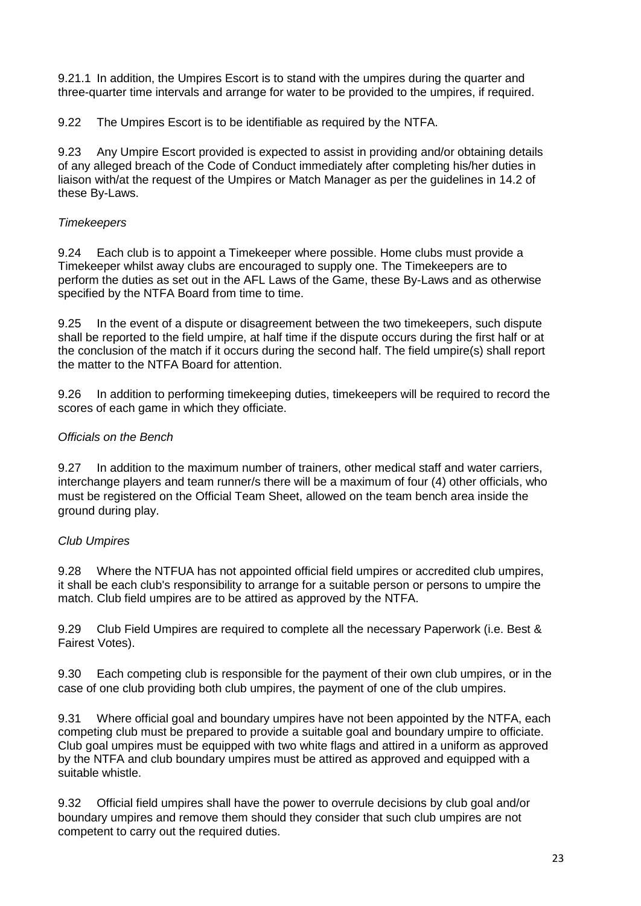9.21.1 In addition, the Umpires Escort is to stand with the umpires during the quarter and three-quarter time intervals and arrange for water to be provided to the umpires, if required.

9.22 The Umpires Escort is to be identifiable as required by the NTFA.

9.23 Any Umpire Escort provided is expected to assist in providing and/or obtaining details of any alleged breach of the Code of Conduct immediately after completing his/her duties in liaison with/at the request of the Umpires or Match Manager as per the guidelines in 14.2 of these By-Laws.

*Timekeepers*

9.24 Each club is to appoint a Timekeeper where possible. Home clubs must provide a Timekeeper whilst away clubs are encouraged to supply one. The Timekeepers are to perform the duties as set out in the AFL Laws of the Game, these By-Laws and as otherwise specified by the NTFA Board from time to time.

9.25 In the event of a dispute or disagreement between the two timekeepers, such dispute shall be reported to the field umpire, at half time if the dispute occurs during the first half or at the conclusion of the match if it occurs during the second half. The field umpire(s) shall report the matter to the NTFA Board for attention.

9.26 In addition to performing timekeeping duties, timekeepers will be required to record the scores of each game in which they officiate.

*Officials on the Bench*

9.27 In addition to the maximum number of trainers, other medical staff and water carriers, interchange players and team runner/s there will be a maximum of four (4) other officials, who must be registered on the Official Team Sheet, allowed on the team bench area inside the ground during play.

*Club Umpires*

9.28 Where the NTFUA has not appointed official field umpires or accredited club umpires, it shall be each club's responsibility to arrange for a suitable person or persons to umpire the match. Club field umpires are to be attired as approved by the NTFA.

9.29 Club Field Umpires are required to complete all the necessary Paperwork (i.e. Best & Fairest Votes).

9.30 Each competing club is responsible for the payment of their own club umpires, or in the case of one club providing both club umpires, the payment of one of the club umpires.

9.31 Where official goal and boundary umpires have not been appointed by the NTFA, each competing club must be prepared to provide a suitable goal and boundary umpire to officiate. Club goal umpires must be equipped with two white flags and attired in a uniform as approved by the NTFA and club boundary umpires must be attired as approved and equipped with a suitable whistle.

9.32 Official field umpires shall have the power to overrule decisions by club goal and/or boundary umpires and remove them should they consider that such club umpires are not competent to carry out the required duties.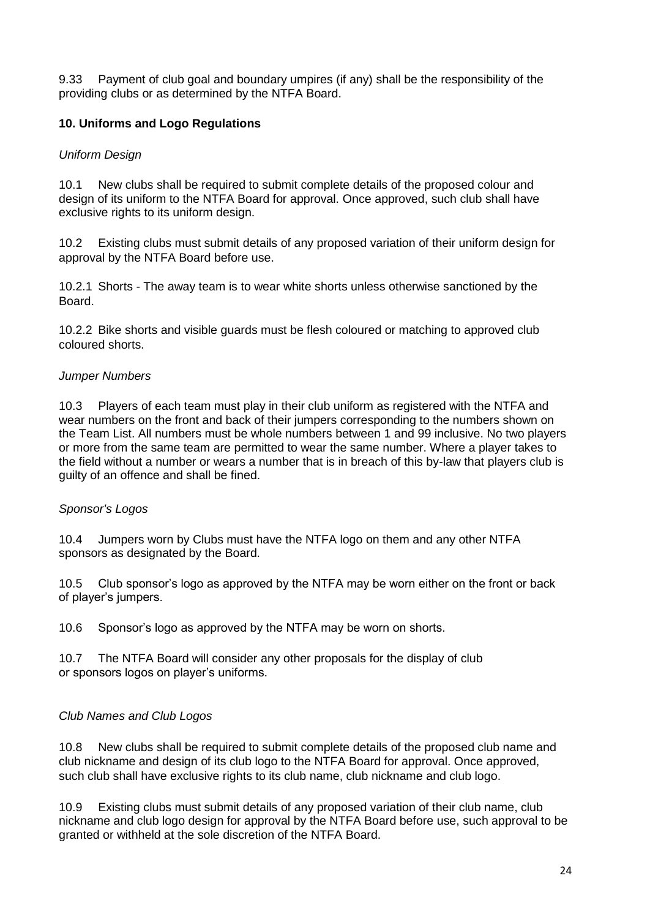9.33 Payment of club goal and boundary umpires (if any) shall be the responsibility of the providing clubs or as determined by the NTFA Board.

## 10. Uniforms and Logo Regulations

*Uniform Design*

10.1 New clubs shall be required to submit complete details of the proposed colour and design of its uniform to the NTFA Board for approval. Once approved, such club shall have exclusive rights to its uniform design.

10.2 Existing clubs must submit details of any proposed variation of their uniform design for approval by the NTFA Board before use.

10.2.1 Shorts - The away team is to wear white shorts unless otherwise sanctioned by the Board.

10.2.2 Bike shorts and visible guards must be flesh coloured or matching to approved club coloured shorts.

*Jumper Numbers*

10.3 Players of each team must play in their club uniform as registered with the NTFA and wear numbers on the front and back of their jumpers corresponding to the numbers shown on the Team List. All numbers must be whole numbers between 1 and 99 inclusive. No two players or more from the same team are permitted to wear the same number. Where a player takes to the field without a number or wears a number that is in breach of this by-law that players club is guilty of an offence and shall be fined.

*Sponsor's Logos*

10.4 Jumpers worn by Clubs must have the NTFA logo on them and any other NTFA sponsors as designated by the Board.

10.5 Club sponsor's logo as approved by the NTFA may be worn either on the front or back of player's jumpers.

10.6 Sponsor's logo as approved by the NTFA may be worn on shorts.

10.7 The NTFA Board will consider any other proposals for the display of club or sponsors logos on player's uniforms.

*Club Names and Club Logos*

10.8 New clubs shall be required to submit complete details of the proposed club name and club nickname and design of its club logo to the NTFA Board for approval. Once approved, such club shall have exclusive rights to its club name, club nickname and club logo.

10.9 Existing clubs must submit details of any proposed variation of their club name, club nickname and club logo design for approval by the NTFA Board before use, such approval to be granted or withheld at the sole discretion of the NTFA Board.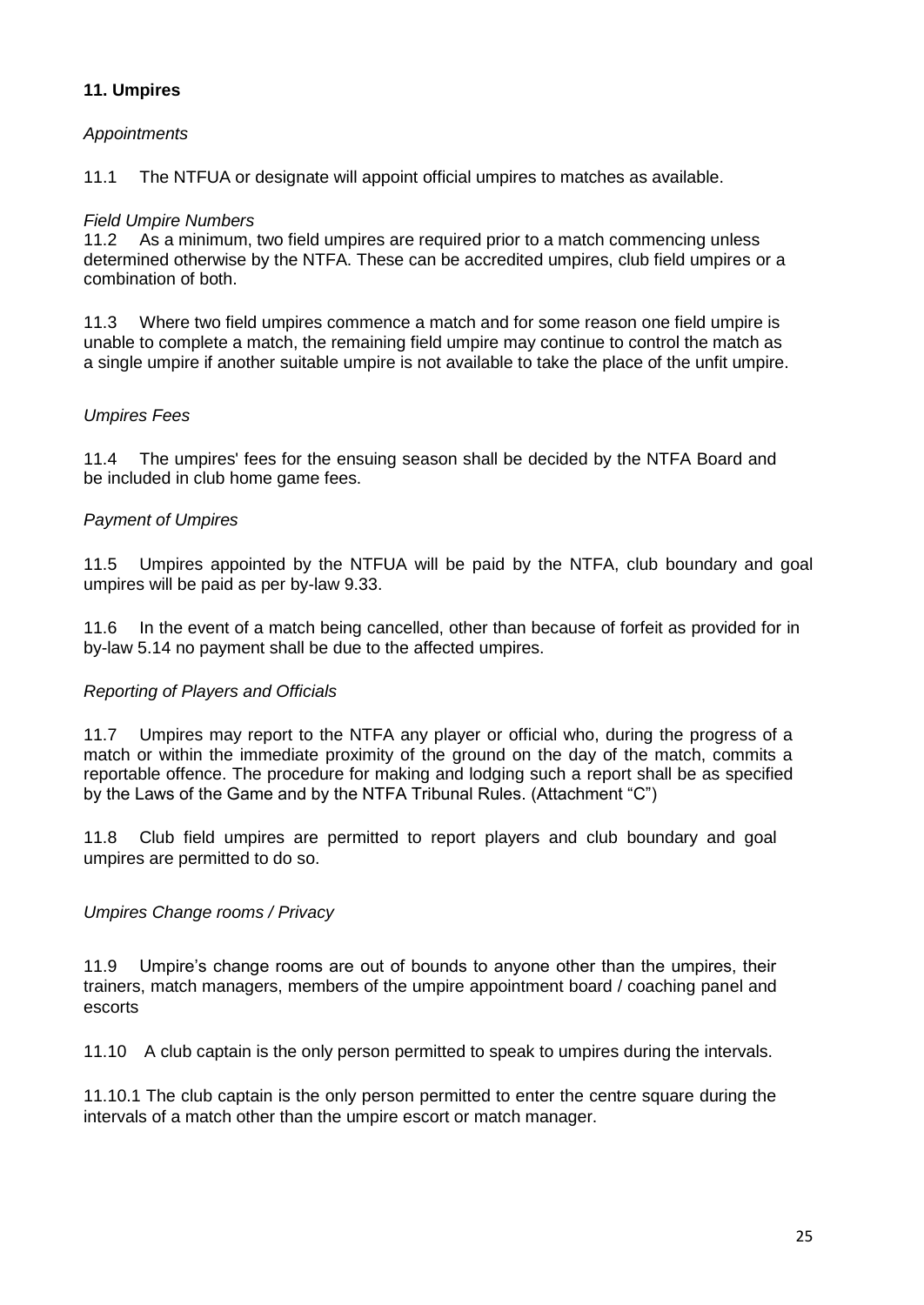## 11. Umpires

*Appointments*

11.1 The NTFUA or designate will appoint official umpires to matches as available.

*Field Umpire Numbers*

11.2 As a minimum, two field umpires are required prior to a match commencing unless determined otherwise by the NTFA. These can be accredited umpires, club field umpires or a combination of both.

11.3 Where two field umpires commence a match and for some reason one field umpire is unable to complete a match, the remaining field umpire may continue to control the match as a single umpire if another suitable umpire is not available to take the place of the unfit umpire.

*Umpires Fees*

11.4 The umpires' fees for the ensuing season shall be decided by the NTFA Board and be included in club home game fees.

*Payment of Umpires*

11.5 Umpires appointed by the NTFUA will be paid by the NTFA, club boundary and goal umpires will be paid as per by-law 9.33.

11.6 In the event of a match being cancelled, other than because of forfeit as provided for in by-law 5.14 no payment shall be due to the affected umpires.

*Reporting of Players and Officials*

11.7 Umpires may report to the NTFA any player or official who, during the progress of a match or within the immediate proximity of the ground on the day of the match, commits a reportable offence. The procedure for making and lodging such a report shall be as specified by the Laws of the Game and by the NTFA Tribunal Rules. (Attachment "C")

11.8 Club field umpires are permitted to report players and club boundary and goal umpires are permitted to do so.

*Umpires Change rooms / Privacy*

11.9 Umpire's change rooms are out of bounds to anyone other than the umpires, their trainers, match managers, members of the umpire appointment board / coaching panel and escorts

11.10 A club captain is the only person permitted to speak to umpires during the intervals.

11.10.1 The club captain is the only person permitted to enter the centre square during the intervals of a match other than the umpire escort or match manager.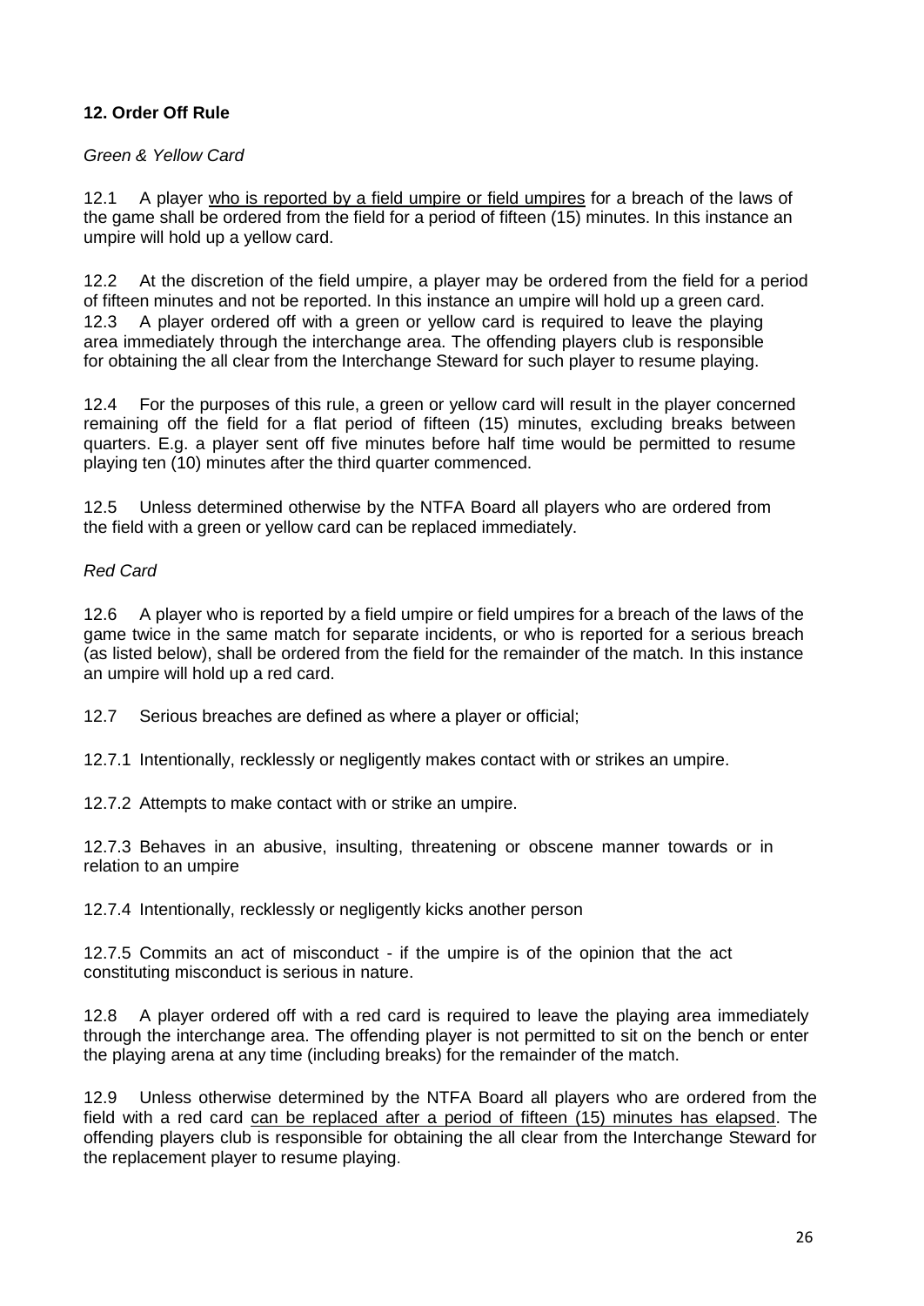### 12. Order Off Rule

*Green & Yellow Card*

12.1 A player <u>who is reported by a field umpire or field umpires</u> for a breach of the laws of the game shall be ordered from the field for a period of fifteen (15) minutes. In this instance an umpire will hold up a yellow card.

12.2 At the discretion of the field umpire, a player may be ordered from the field for a period of fifteen minutes and not be reported. In this instance an umpire will hold up a green card.

12.3 A player ordered off with a green or yellow card is required to leave the playing area immediately through the interchange area. The offending players club is responsible for obtaining the all clear from the Interchange Steward for such player to resume playing.

12.4 For the purposes of this rule, a green or yellow card will result in the player concerned remaining off the field for a flat period of fifteen (15) minutes, excluding breaks between quarters. E.g. a player sent off five minutes before half time would be permitted to resume playing ten (10) minutes after the third quarter commenced.

12.5 Unless determined otherwise by the NTFA Board all players who are ordered from the field with a green or yellow card can be replaced immediately.

*Red Card*

12.6 A player who is reported by a field umpire or field umpires for a breach of the laws of the game twice in the same match for separate incidents, or who is reported for a serious breach (as listed below), shall be ordered from the field for the remainder of the match. In this instance an umpire will hold up a red card.

12.7 Serious breaches are defined as where a player or official;

12.7.1 Intentionally, recklessly or negligently makes contact with or strikes an umpire.

12.7.2 Attempts to make contact with or strike an umpire.

12.7.3 Behaves in an abusive, insulting, threatening or obscene manner towards or in relation to an umpire

12.7.4 Intentionally, recklessly or negligently kicks another person

12.7.5 Commits an act of misconduct - if the umpire is of the opinion that the act constituting misconduct is serious in nature.

12.8 A player ordered off with a red card is required to leave the playing area immediately through the interchange area. The offending player is not permitted to sit on the bench or enter the playing arena at any time (including breaks) for the remainder of the match.

12.9 Unless otherwise determined by the NTFA Board all players who are ordered from the field with a red card <u>can be replaced after a period of fifteen (15) minutes has elapsed</u>. The offending players club is responsible for obtaining the all clear from the Interchange Steward for the replacement player to resume playing.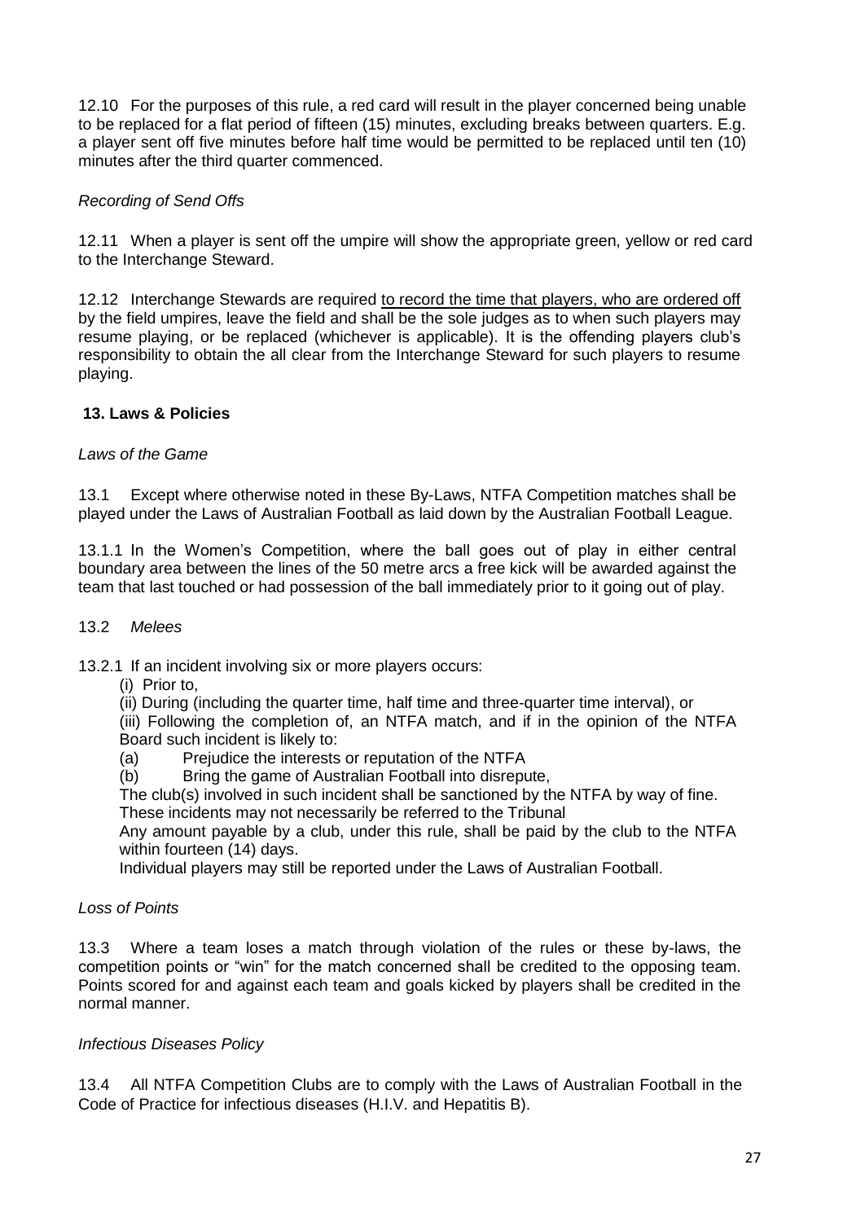12.10 For the purposes of this rule, a red card will result in the player concerned being unable to be replaced for a flat period of fifteen (15) minutes, excluding breaks between quarters. E.g. a player sent off five minutes before half time would be permitted to be replaced until ten (10) minutes after the third quarter commenced.

*Recording of Send Offs*

12.11 When a player is sent off the umpire will show the appropriate green, yellow or red card to the Interchange Steward.

12.12 Interchange Stewards are required to record the time that players, who are ordered off by the field umpires, leave the field and shall be the sole judges as to when such players may resume playing, or be replaced (whichever is applicable). It is the offending players club's responsibility to obtain the all clear from the Interchange Steward for such players to resume playing.

## 13. Laws & Policies

*Laws of the Game*

13.1 Except where otherwise noted in these By-Laws, NTFA Competition matches shall be played under the Laws of Australian Football as laid down by the Australian Football League.

13.1.1 In the Women's Competition, where the ball goes out of play in either central boundary area between the lines of the 50 metre arcs a free kick will be awarded against the team that last touched or had possession of the ball immediately prior to it going out of play.

13.2 *Melees*

13.2.1 If an incident involving six or more players occurs:

(i) Prior to,

(ii) During (including the quarter time, half time and three-quarter time interval), or

(iii) Following the completion of, an NTFA match, and if in the opinion of the NTFA Board such incident is likely to:

(a) Prejudice the interests or reputation of the NTFA

(b) Bring the game of Australian Football into disrepute,

The club(s) involved in such incident shall be sanctioned by the NTFA by way of fine.

These incidents may not necessarily be referred to the Tribunal

Any amount payable by a club, under this rule, shall be paid by the club to the NTFA within fourteen (14) days.

Individual players may still be reported under the Laws of Australian Football.

*Loss of Points*

13.3 Where a team loses a match through violation of the rules or these by-laws, the competition points or "win" for the match concerned shall be credited to the opposing team. Points scored for and against each team and goals kicked by players shall be credited in the normal manner.

*Infectious Diseases Policy*

13.4 All NTFA Competition Clubs are to comply with the Laws of Australian Football in the Code of Practice for infectious diseases (H.I.V. and Hepatitis B).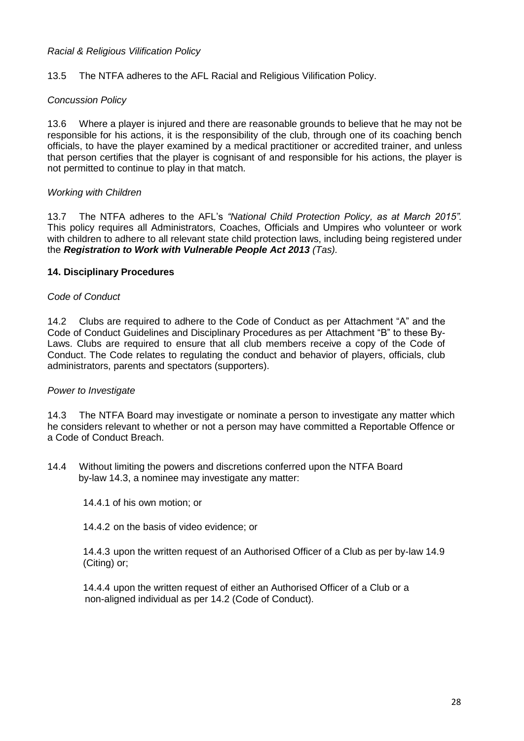*Racial & Religious Vilification Policy*

13.5 The NTFA adheres to the AFL Racial and Religious Vilification Policy.

*Concussion Policy*

13.6 Where a player is injured and there are reasonable grounds to believe that he may not be responsible for his actions, it is the responsibility of the club, through one of its coaching bench officials, to have the player examined by a medical practitioner or accredited trainer, and unless that person certifies that the player is cognisant of and responsible for his actions, the player is not permitted to continue to play in that match.

*Working with Children*

13.7 The NTFA adheres to the AFL's *"National Child Protection Policy, as at March 2015"*. This policy requires all Administrators, Coaches, Officials and Umpires who volunteer or work with children to adhere to all relevant state child protection laws, including being registered under the ***Registration to Work with Vulnerable People Act 2013*** *(Tas).*

**14. Disciplinary Procedures**

*Code of Conduct*

14.2 Clubs are required to adhere to the Code of Conduct as per Attachment "A" and the Code of Conduct Guidelines and Disciplinary Procedures as per Attachment "B" to these By-Laws. Clubs are required to ensure that all club members receive a copy of the Code of Conduct. The Code relates to regulating the conduct and behavior of players, officials, club administrators, parents and spectators (supporters).

*Power to Investigate*

14.3 The NTFA Board may investigate or nominate a person to investigate any matter which he considers relevant to whether or not a person may have committed a Reportable Offence or a Code of Conduct Breach.

14.4 Without limiting the powers and discretions conferred upon the NTFA Board by-law 14.3, a nominee may investigate any matter:

14.4.1 of his own motion; or

14.4.2 on the basis of video evidence; or

14.4.3 upon the written request of an Authorised Officer of a Club as per by-law 14.9 (Citing) or;

14.4.4 upon the written request of either an Authorised Officer of a Club or a non-aligned individual as per 14.2 (Code of Conduct).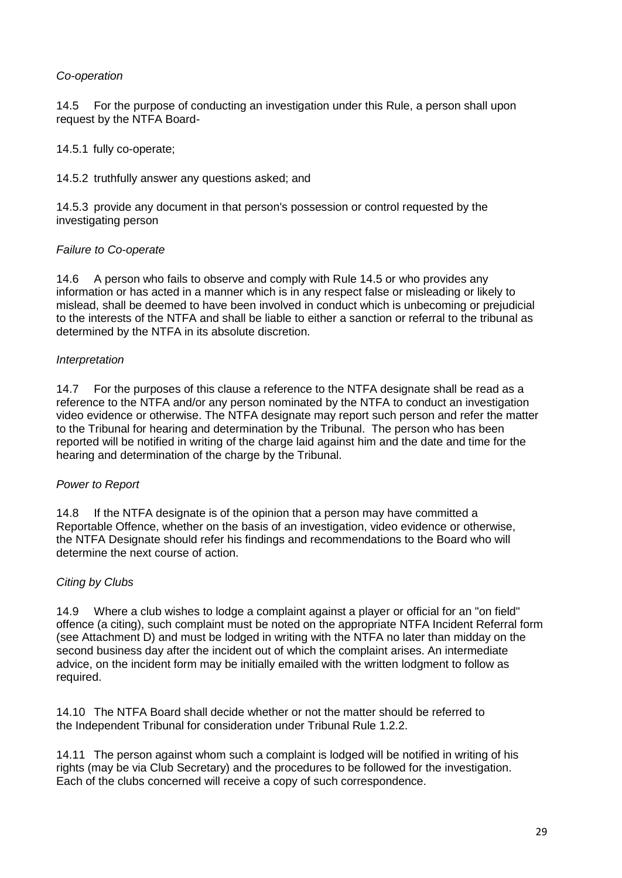*Co-operation*

14.5 For the purpose of conducting an investigation under this Rule, a person shall upon request by the NTFA Board-

14.5.1 fully co-operate;

14.5.2 truthfully answer any questions asked; and

14.5.3 provide any document in that person's possession or control requested by the investigating person

*Failure to Co-operate*

14.6 A person who fails to observe and comply with Rule 14.5 or who provides any information or has acted in a manner which is in any respect false or misleading or likely to mislead, shall be deemed to have been involved in conduct which is unbecoming or prejudicial to the interests of the NTFA and shall be liable to either a sanction or referral to the tribunal as determined by the NTFA in its absolute discretion.

*Interpretation*

14.7 For the purposes of this clause a reference to the NTFA designate shall be read as a reference to the NTFA and/or any person nominated by the NTFA to conduct an investigation video evidence or otherwise. The NTFA designate may report such person and refer the matter to the Tribunal for hearing and determination by the Tribunal. The person who has been reported will be notified in writing of the charge laid against him and the date and time for the hearing and determination of the charge by the Tribunal.

*Power to Report*

14.8 If the NTFA designate is of the opinion that a person may have committed a Reportable Offence, whether on the basis of an investigation, video evidence or otherwise, the NTFA Designate should refer his findings and recommendations to the Board who will determine the next course of action.

*Citing by Clubs*

14.9 Where a club wishes to lodge a complaint against a player or official for an "on field" offence (a citing), such complaint must be noted on the appropriate NTFA Incident Referral form (see Attachment D) and must be lodged in writing with the NTFA no later than midday on the second business day after the incident out of which the complaint arises. An intermediate advice, on the incident form may be initially emailed with the written lodgment to follow as required.

14.10 The NTFA Board shall decide whether or not the matter should be referred to the Independent Tribunal for consideration under Tribunal Rule 1.2.2.

14.11 The person against whom such a complaint is lodged will be notified in writing of his rights (may be via Club Secretary) and the procedures to be followed for the investigation. Each of the clubs concerned will receive a copy of such correspondence.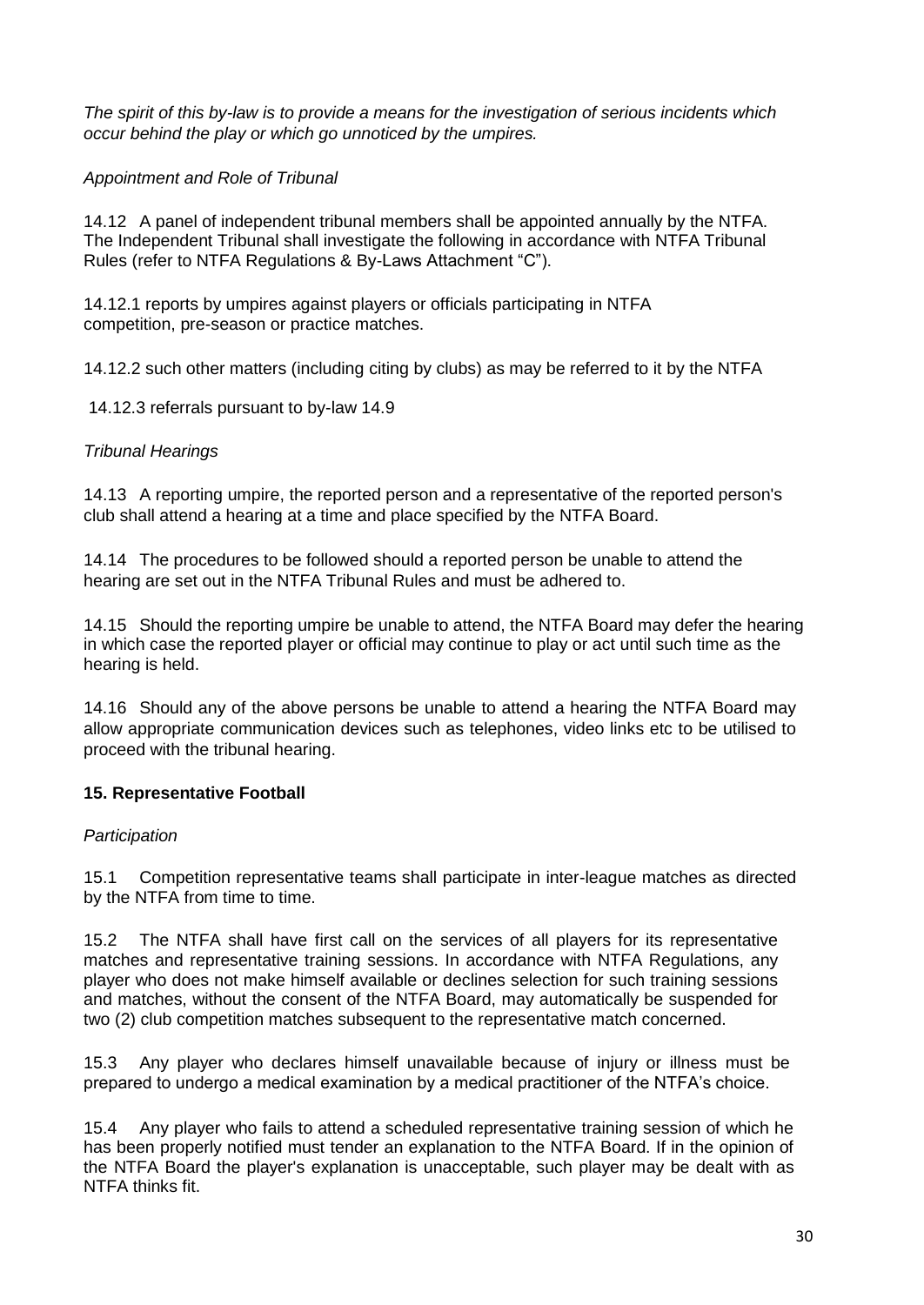*The spirit of this by-law is to provide a means for the investigation of serious incidents which occur behind the play or which go unnoticed by the umpires.*

*Appointment and Role of Tribunal*

14.12 A panel of independent tribunal members shall be appointed annually by the NTFA. The Independent Tribunal shall investigate the following in accordance with NTFA Tribunal Rules (refer to NTFA Regulations & By-Laws Attachment "C").

14.12.1 reports by umpires against players or officials participating in NTFA competition, pre-season or practice matches.

14.12.2 such other matters (including citing by clubs) as may be referred to it by the NTFA

14.12.3 referrals pursuant to by-law 14.9

*Tribunal Hearings*

14.13 A reporting umpire, the reported person and a representative of the reported person's club shall attend a hearing at a time and place specified by the NTFA Board.

14.14 The procedures to be followed should a reported person be unable to attend the hearing are set out in the NTFA Tribunal Rules and must be adhered to.

14.15 Should the reporting umpire be unable to attend, the NTFA Board may defer the hearing in which case the reported player or official may continue to play or act until such time as the hearing is held.

14.16 Should any of the above persons be unable to attend a hearing the NTFA Board may allow appropriate communication devices such as telephones, video links etc to be utilised to proceed with the tribunal hearing.

## 15. Representative Football

*Participation*

15.1 Competition representative teams shall participate in inter-league matches as directed by the NTFA from time to time.

15.2 The NTFA shall have first call on the services of all players for its representative matches and representative training sessions. In accordance with NTFA Regulations, any player who does not make himself available or declines selection for such training sessions and matches, without the consent of the NTFA Board, may automatically be suspended for two (2) club competition matches subsequent to the representative match concerned.

15.3 Any player who declares himself unavailable because of injury or illness must be prepared to undergo a medical examination by a medical practitioner of the NTFA's choice.

15.4 Any player who fails to attend a scheduled representative training session of which he has been properly notified must tender an explanation to the NTFA Board. If in the opinion of the NTFA Board the player's explanation is unacceptable, such player may be dealt with as NTFA thinks fit.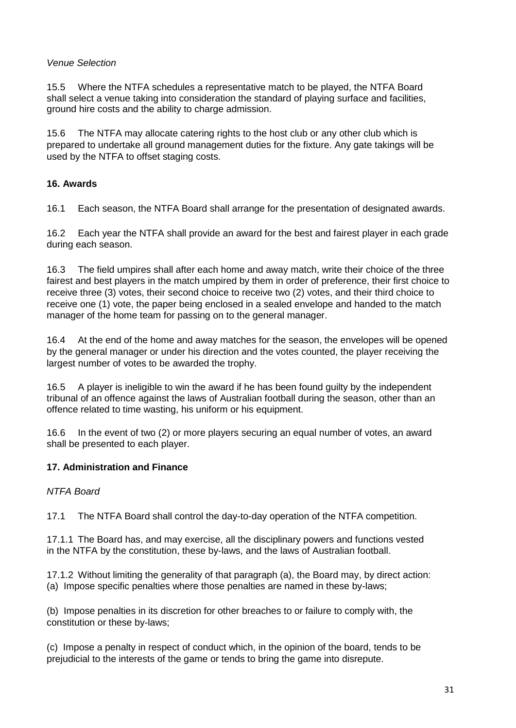*Venue Selection*

15.5 Where the NTFA schedules a representative match to be played, the NTFA Board shall select a venue taking into consideration the standard of playing surface and facilities, ground hire costs and the ability to charge admission.

15.6 The NTFA may allocate catering rights to the host club or any other club which is prepared to undertake all ground management duties for the fixture. Any gate takings will be used by the NTFA to offset staging costs.

**16. Awards**

16.1 Each season, the NTFA Board shall arrange for the presentation of designated awards.

16.2 Each year the NTFA shall provide an award for the best and fairest player in each grade during each season.

16.3 The field umpires shall after each home and away match, write their choice of the three fairest and best players in the match umpired by them in order of preference, their first choice to receive three (3) votes, their second choice to receive two (2) votes, and their third choice to receive one (1) vote, the paper being enclosed in a sealed envelope and handed to the match manager of the home team for passing on to the general manager.

16.4 At the end of the home and away matches for the season, the envelopes will be opened by the general manager or under his direction and the votes counted, the player receiving the largest number of votes to be awarded the trophy.

16.5 A player is ineligible to win the award if he has been found guilty by the independent tribunal of an offence against the laws of Australian football during the season, other than an offence related to time wasting, his uniform or his equipment.

16.6 In the event of two (2) or more players securing an equal number of votes, an award shall be presented to each player.

**17. Administration and Finance**

*NTFA Board*

17.1 The NTFA Board shall control the day-to-day operation of the NTFA competition.

17.1.1 The Board has, and may exercise, all the disciplinary powers and functions vested in the NTFA by the constitution, these by-laws, and the laws of Australian football.

17.1.2 Without limiting the generality of that paragraph (a), the Board may, by direct action:
(a) Impose specific penalties where those penalties are named in these by-laws;

(b) Impose penalties in its discretion for other breaches to or failure to comply with, the constitution or these by-laws;

(c) Impose a penalty in respect of conduct which, in the opinion of the board, tends to be prejudicial to the interests of the game or tends to bring the game into disrepute.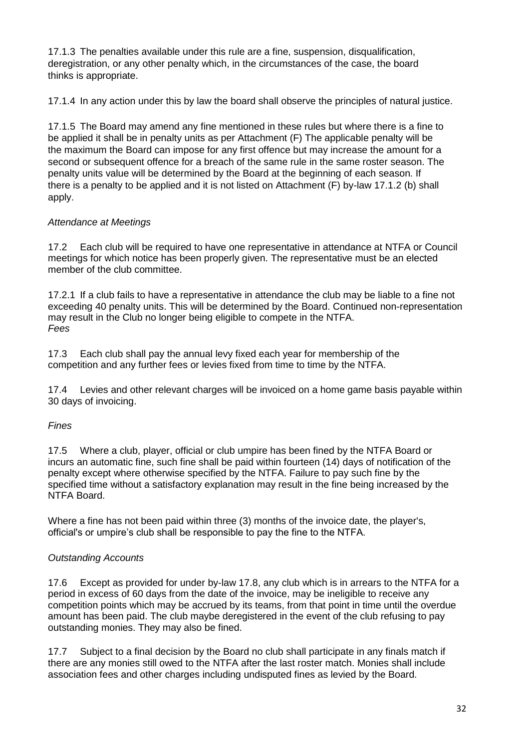17.1.3 The penalties available under this rule are a fine, suspension, disqualification, deregistration, or any other penalty which, in the circumstances of the case, the board thinks is appropriate.

17.1.4 In any action under this by law the board shall observe the principles of natural justice.

17.1.5 The Board may amend any fine mentioned in these rules but where there is a fine to be applied it shall be in penalty units as per Attachment (F) The applicable penalty will be the maximum the Board can impose for any first offence but may increase the amount for a second or subsequent offence for a breach of the same rule in the same roster season. The penalty units value will be determined by the Board at the beginning of each season. If there is a penalty to be applied and it is not listed on Attachment (F) by-law 17.1.2 (b) shall apply.

*Attendance at Meetings*

17.2 Each club will be required to have one representative in attendance at NTFA or Council meetings for which notice has been properly given. The representative must be an elected member of the club committee.

17.2.1 If a club fails to have a representative in attendance the club may be liable to a fine not exceeding 40 penalty units. This will be determined by the Board. Continued non-representation may result in the Club no longer being eligible to compete in the NTFA.

*Fees*

17.3 Each club shall pay the annual levy fixed each year for membership of the competition and any further fees or levies fixed from time to time by the NTFA.

17.4 Levies and other relevant charges will be invoiced on a home game basis payable within 30 days of invoicing.

*Fines*

17.5 Where a club, player, official or club umpire has been fined by the NTFA Board or incurs an automatic fine, such fine shall be paid within fourteen (14) days of notification of the penalty except where otherwise specified by the NTFA. Failure to pay such fine by the specified time without a satisfactory explanation may result in the fine being increased by the NTFA Board.

Where a fine has not been paid within three (3) months of the invoice date, the player's, official's or umpire's club shall be responsible to pay the fine to the NTFA.

*Outstanding Accounts*

17.6 Except as provided for under by-law 17.8, any club which is in arrears to the NTFA for a period in excess of 60 days from the date of the invoice, may be ineligible to receive any competition points which may be accrued by its teams, from that point in time until the overdue amount has been paid. The club maybe deregistered in the event of the club refusing to pay outstanding monies. They may also be fined.

17.7 Subject to a final decision by the Board no club shall participate in any finals match if there are any monies still owed to the NTFA after the last roster match. Monies shall include association fees and other charges including undisputed fines as levied by the Board.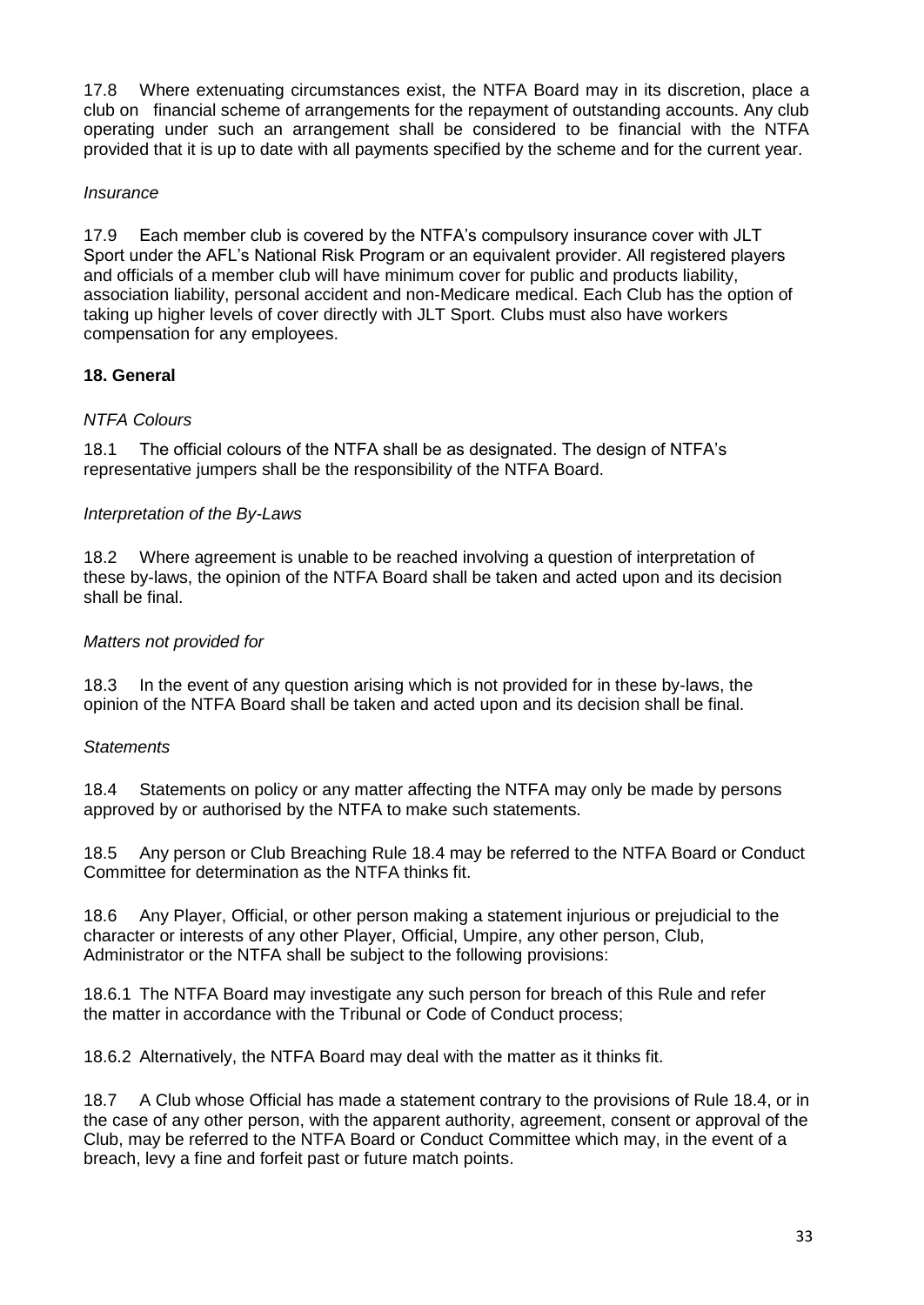17.8 Where extenuating circumstances exist, the NTFA Board may in its discretion, place a club on financial scheme of arrangements for the repayment of outstanding accounts. Any club operating under such an arrangement shall be considered to be financial with the NTFA provided that it is up to date with all payments specified by the scheme and for the current year.

*Insurance*

17.9 Each member club is covered by the NTFA's compulsory insurance cover with JLT Sport under the AFL's National Risk Program or an equivalent provider. All registered players and officials of a member club will have minimum cover for public and products liability, association liability, personal accident and non-Medicare medical. Each Club has the option of taking up higher levels of cover directly with JLT Sport. Clubs must also have workers compensation for any employees.

## 18. General

*NTFA Colours*

18.1 The official colours of the NTFA shall be as designated. The design of NTFA's representative jumpers shall be the responsibility of the NTFA Board.

*Interpretation of the By-Laws*

18.2 Where agreement is unable to be reached involving a question of interpretation of these by-laws, the opinion of the NTFA Board shall be taken and acted upon and its decision shall be final.

*Matters not provided for*

18.3 In the event of any question arising which is not provided for in these by-laws, the opinion of the NTFA Board shall be taken and acted upon and its decision shall be final.

*Statements*

18.4 Statements on policy or any matter affecting the NTFA may only be made by persons approved by or authorised by the NTFA to make such statements.

18.5 Any person or Club Breaching Rule 18.4 may be referred to the NTFA Board or Conduct Committee for determination as the NTFA thinks fit.

18.6 Any Player, Official, or other person making a statement injurious or prejudicial to the character or interests of any other Player, Official, Umpire, any other person, Club, Administrator or the NTFA shall be subject to the following provisions:

18.6.1 The NTFA Board may investigate any such person for breach of this Rule and refer the matter in accordance with the Tribunal or Code of Conduct process;

18.6.2 Alternatively, the NTFA Board may deal with the matter as it thinks fit.

18.7 A Club whose Official has made a statement contrary to the provisions of Rule 18.4, or in the case of any other person, with the apparent authority, agreement, consent or approval of the Club, may be referred to the NTFA Board or Conduct Committee which may, in the event of a breach, levy a fine and forfeit past or future match points.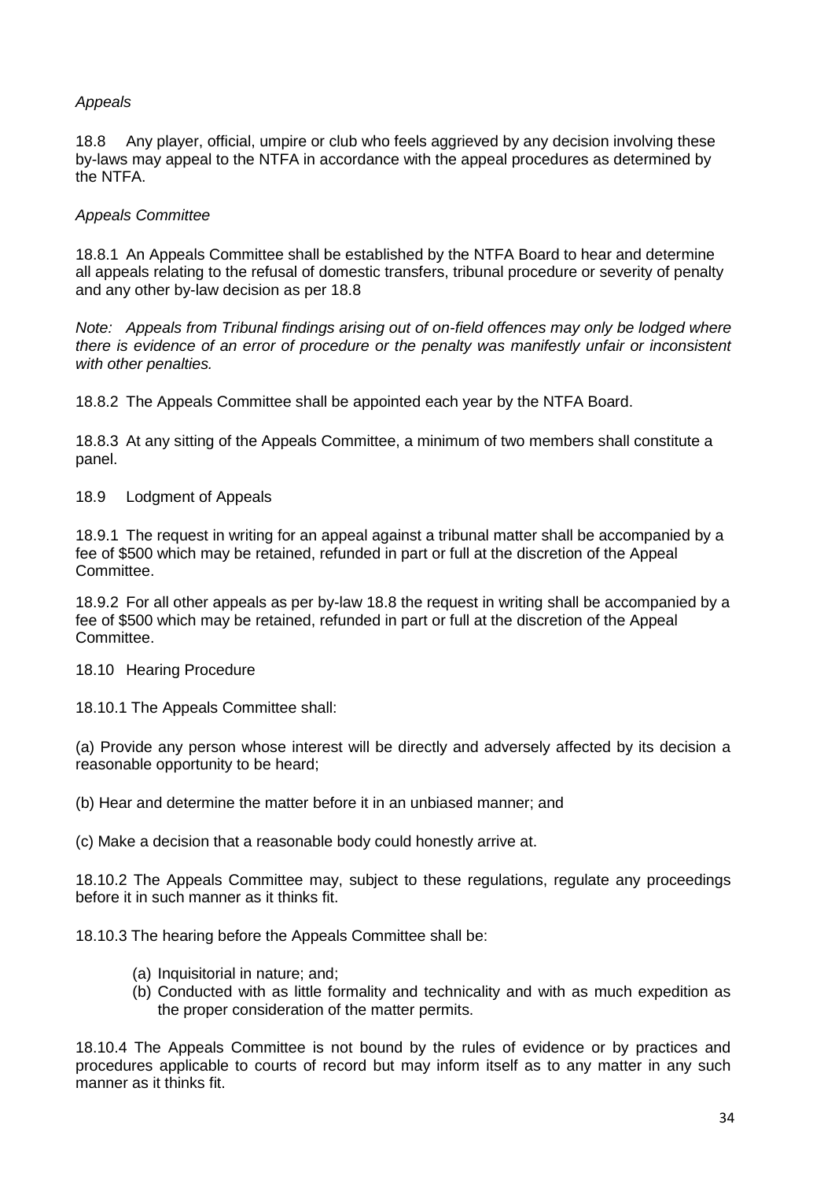*Appeals*

18.8 Any player, official, umpire or club who feels aggrieved by any decision involving these by-laws may appeal to the NTFA in accordance with the appeal procedures as determined by the NTFA.

*Appeals Committee*

18.8.1 An Appeals Committee shall be established by the NTFA Board to hear and determine all appeals relating to the refusal of domestic transfers, tribunal procedure or severity of penalty and any other by-law decision as per 18.8

*Note: Appeals from Tribunal findings arising out of on-field offences may only be lodged where there is evidence of an error of procedure or the penalty was manifestly unfair or inconsistent with other penalties.*

18.8.2 The Appeals Committee shall be appointed each year by the NTFA Board.

18.8.3 At any sitting of the Appeals Committee, a minimum of two members shall constitute a panel.

18.9 Lodgment of Appeals

18.9.1 The request in writing for an appeal against a tribunal matter shall be accompanied by a fee of $500 which may be retained, refunded in part or full at the discretion of the Appeal Committee.

18.9.2 For all other appeals as per by-law 18.8 the request in writing shall be accompanied by a fee of $500 which may be retained, refunded in part or full at the discretion of the Appeal Committee.

18.10 Hearing Procedure

18.10.1 The Appeals Committee shall:

(a) Provide any person whose interest will be directly and adversely affected by its decision a reasonable opportunity to be heard;

(b) Hear and determine the matter before it in an unbiased manner; and

(c) Make a decision that a reasonable body could honestly arrive at.

18.10.2 The Appeals Committee may, subject to these regulations, regulate any proceedings before it in such manner as it thinks fit.

18.10.3 The hearing before the Appeals Committee shall be:

(a) Inquisitorial in nature; and;
(b) Conducted with as little formality and technicality and with as much expedition as the proper consideration of the matter permits.

18.10.4 The Appeals Committee is not bound by the rules of evidence or by practices and procedures applicable to courts of record but may inform itself as to any matter in any such manner as it thinks fit.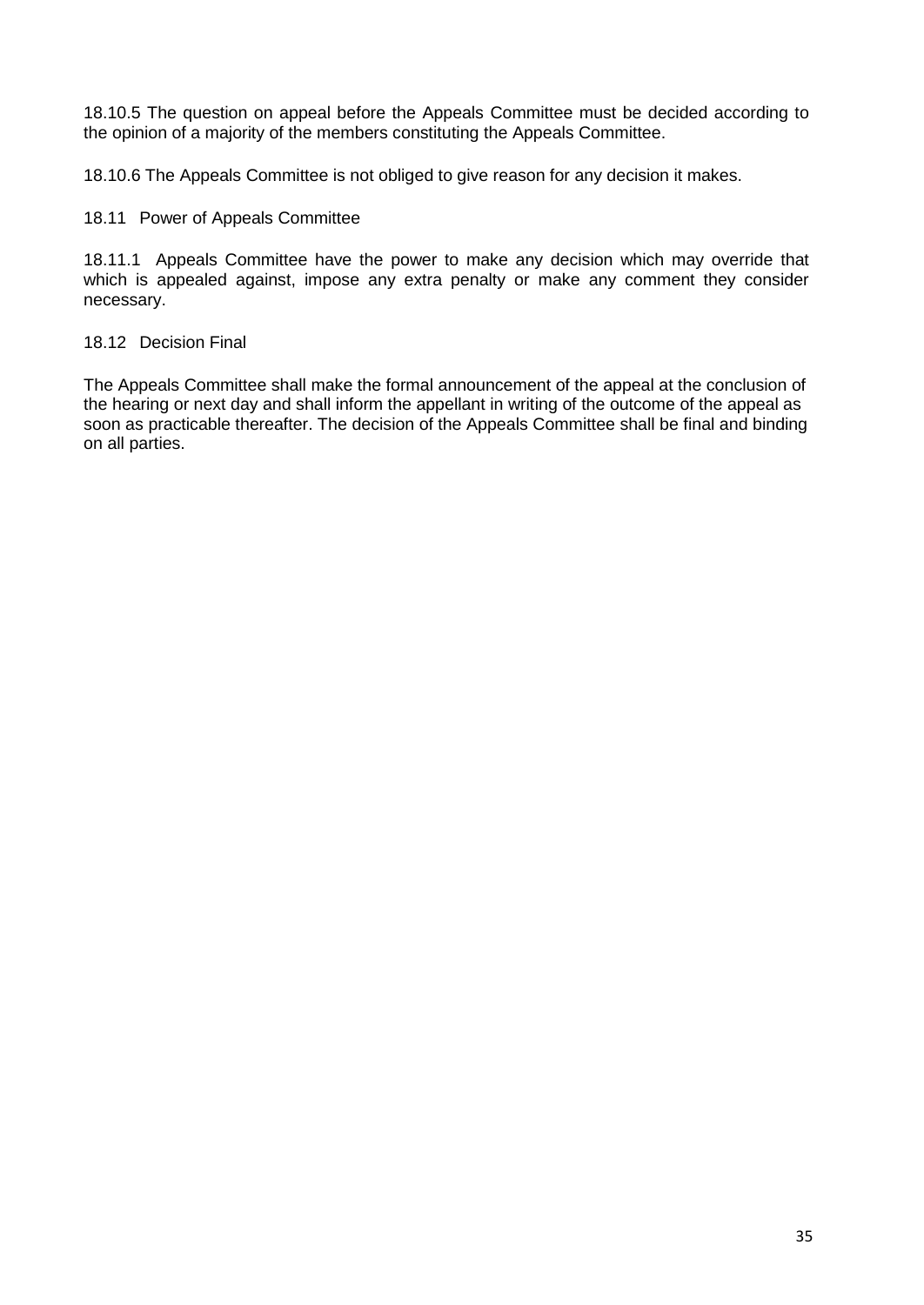18.10.5 The question on appeal before the Appeals Committee must be decided according to the opinion of a majority of the members constituting the Appeals Committee.

18.10.6 The Appeals Committee is not obliged to give reason for any decision it makes.

### 18.11 Power of Appeals Committee

18.11.1 Appeals Committee have the power to make any decision which may override that which is appealed against, impose any extra penalty or make any comment they consider necessary.

### 18.12 Decision Final

The Appeals Committee shall make the formal announcement of the appeal at the conclusion of the hearing or next day and shall inform the appellant in writing of the outcome of the appeal as soon as practicable thereafter. The decision of the Appeals Committee shall be final and binding on all parties.